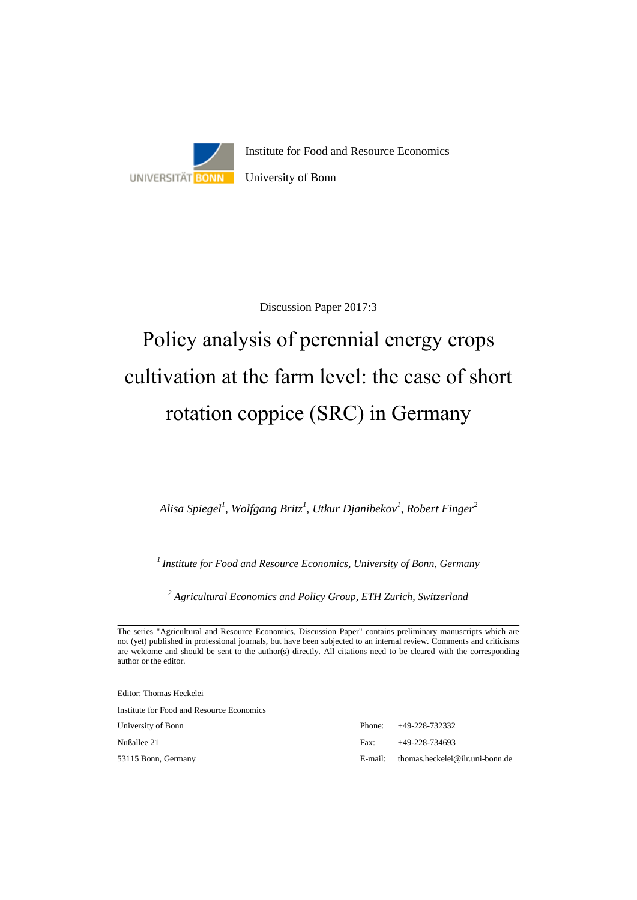Institute for Food and Resource Economics

University of Bonn

Discussion Paper 2017:3

# Policy analysis of perennial energy crops cultivation at the farm level: the case of short rotation coppice (SRC) in Germany

*Alisa Spiegel[1], Wolfgang Britz[1], Utkur Djanibekov[1], Robert Finger[2]*

*[1] Institute for Food and Resource Economics, University of Bonn, Germany*

*[2] Agricultural Economics and Policy Group, ETH Zurich, Switzerland*

---

The series "Agricultural and Resource Economics, Discussion Paper" contains preliminary manuscripts which are not (yet) published in professional journals, but have been subjected to an internal review. Comments and criticisms are welcome and should be sent to the author(s) directly. All citations need to be cleared with the corresponding author or the editor.

Editor: Thomas Heckelei

Institute for Food and Resource Economics

University of Bonn

Nußallee 21

53115 Bonn, Germany

Phone: +49-228-732332

Fax: +49-228-734693

E-mail: thomas.heckelei@ilr.uni-bonn.de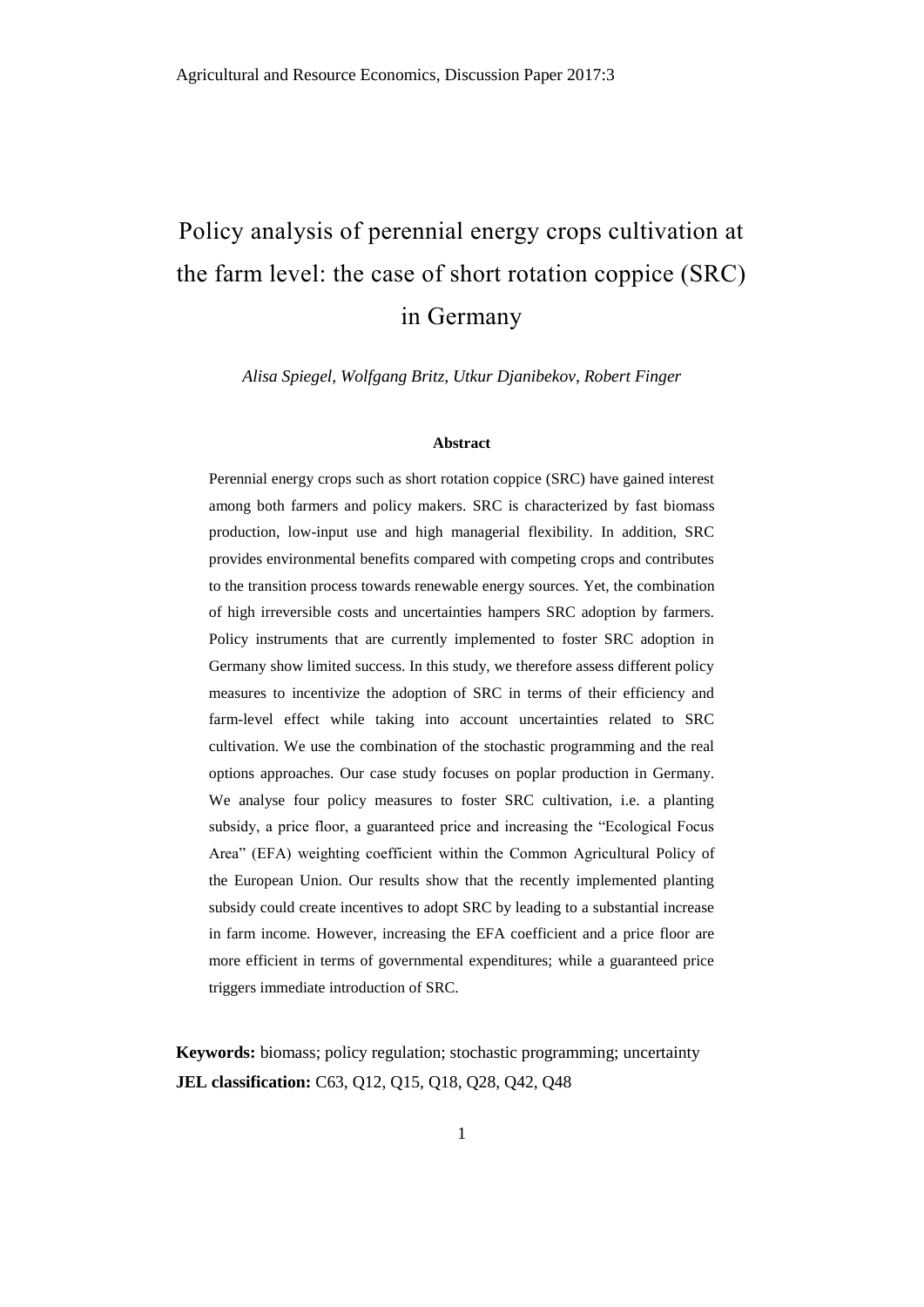Agricultural and Resource Economics, Discussion Paper 2017:3

# Policy analysis of perennial energy crops cultivation at the farm level: the case of short rotation coppice (SRC) in Germany

*Alisa Spiegel, Wolfgang Britz, Utkur Djanibekov, Robert Finger*

**Abstract**

Perennial energy crops such as short rotation coppice (SRC) have gained interest among both farmers and policy makers. SRC is characterized by fast biomass production, low-input use and high managerial flexibility. In addition, SRC provides environmental benefits compared with competing crops and contributes to the transition process towards renewable energy sources. Yet, the combination of high irreversible costs and uncertainties hampers SRC adoption by farmers. Policy instruments that are currently implemented to foster SRC adoption in Germany show limited success. In this study, we therefore assess different policy measures to incentivize the adoption of SRC in terms of their efficiency and farm-level effect while taking into account uncertainties related to SRC cultivation. We use the combination of the stochastic programming and the real options approaches. Our case study focuses on poplar production in Germany. We analyse four policy measures to foster SRC cultivation, i.e. a planting subsidy, a price floor, a guaranteed price and increasing the "Ecological Focus Area" (EFA) weighting coefficient within the Common Agricultural Policy of the European Union. Our results show that the recently implemented planting subsidy could create incentives to adopt SRC by leading to a substantial increase in farm income. However, increasing the EFA coefficient and a price floor are more efficient in terms of governmental expenditures; while a guaranteed price triggers immediate introduction of SRC.

**Keywords:** biomass; policy regulation; stochastic programming; uncertainty

**JEL classification:** C63, Q12, Q15, Q18, Q28, Q42, Q48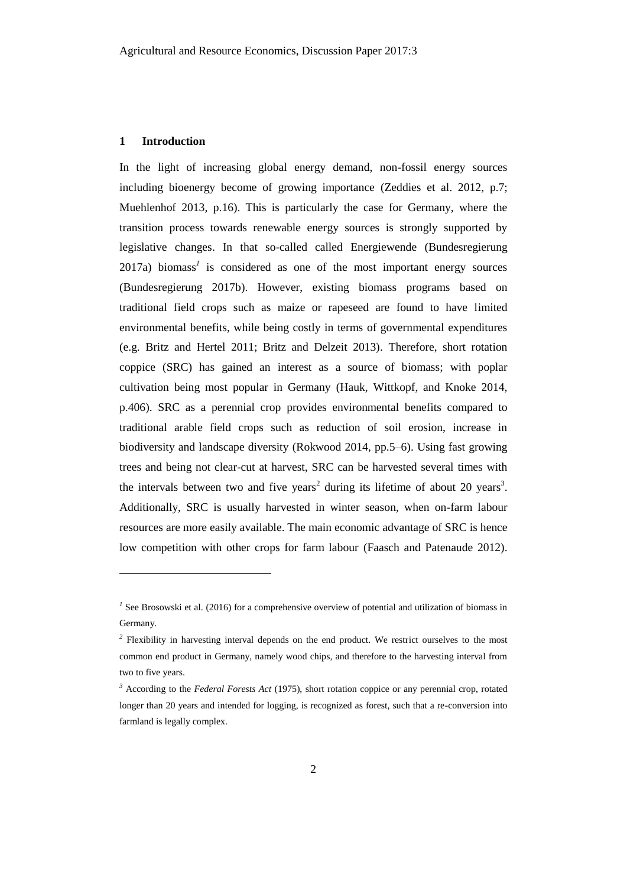## 1 Introduction

In the light of increasing global energy demand, non-fossil energy sources including bioenergy become of growing importance (Zeddies et al. 2012, p.7; Muehlenhof 2013, p.16). This is particularly the case for Germany, where the transition process towards renewable energy sources is strongly supported by legislative changes. In that so-called called Energiewende (Bundesregierung 2017a) biomass[1] is considered as one of the most important energy sources (Bundesregierung 2017b). However, existing biomass programs based on traditional field crops such as maize or rapeseed are found to have limited environmental benefits, while being costly in terms of governmental expenditures (e.g. Britz and Hertel 2011; Britz and Delzeit 2013). Therefore, short rotation coppice (SRC) has gained an interest as a source of biomass; with poplar cultivation being most popular in Germany (Hauk, Wittkopf, and Knoke 2014, p.406). SRC as a perennial crop provides environmental benefits compared to traditional arable field crops such as reduction of soil erosion, increase in biodiversity and landscape diversity (Rokwood 2014, pp.5–6). Using fast growing trees and being not clear-cut at harvest, SRC can be harvested several times with the intervals between two and five years[2] during its lifetime of about 20 years[3]. Additionally, SRC is usually harvested in winter season, when on-farm labour resources are more easily available. The main economic advantage of SRC is hence low competition with other crops for farm labour (Faasch and Patenaude 2012).

[1] See Brosowski et al. (2016) for a comprehensive overview of potential and utilization of biomass in Germany.

[2] Flexibility in harvesting interval depends on the end product. We restrict ourselves to the most common end product in Germany, namely wood chips, and therefore to the harvesting interval from two to five years.

[3] According to the *Federal Forests Act* (1975), short rotation coppice or any perennial crop, rotated longer than 20 years and intended for logging, is recognized as forest, such that a re-conversion into farmland is legally complex.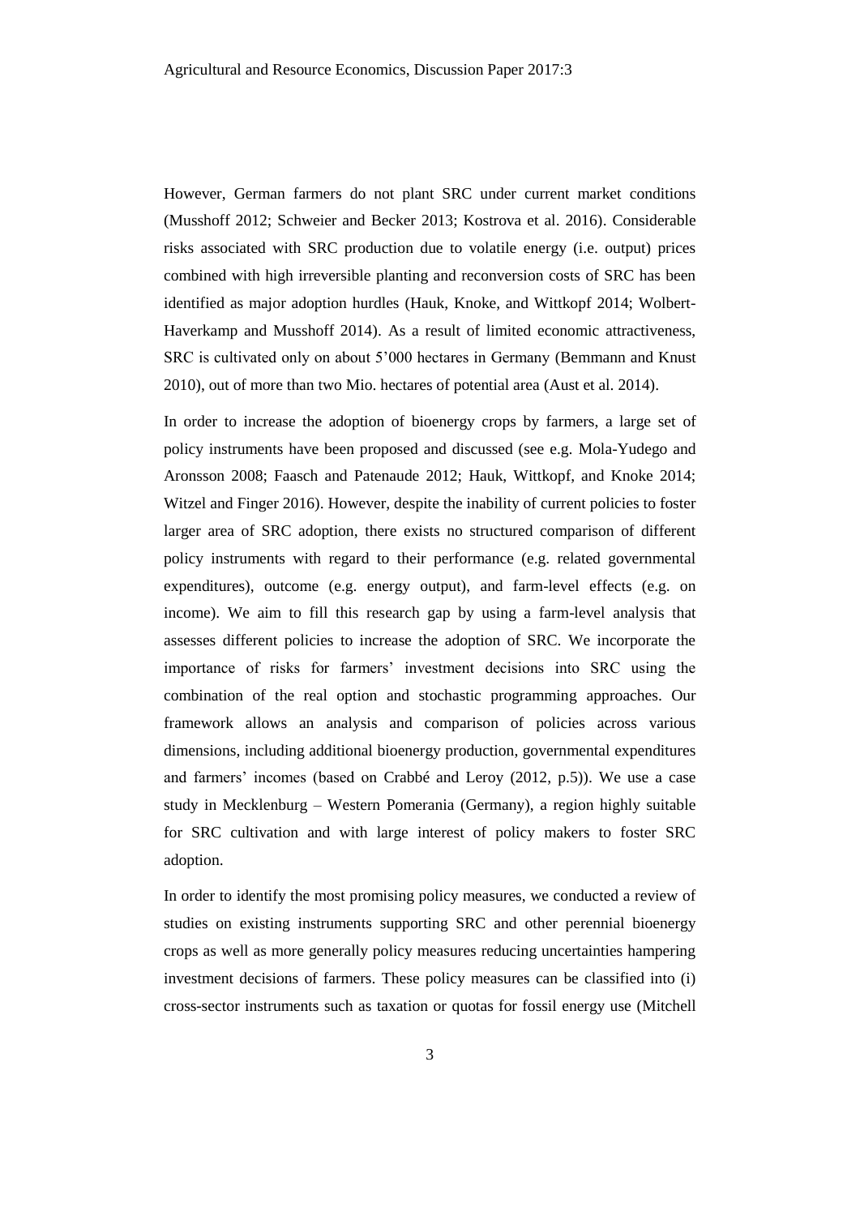However, German farmers do not plant SRC under current market conditions (Musshoff 2012; Schweier and Becker 2013; Kostrova et al. 2016). Considerable risks associated with SRC production due to volatile energy (i.e. output) prices combined with high irreversible planting and reconversion costs of SRC has been identified as major adoption hurdles (Hauk, Knoke, and Wittkopf 2014; Wolbert-Haverkamp and Musshoff 2014). As a result of limited economic attractiveness, SRC is cultivated only on about 5’000 hectares in Germany (Bemmann and Knust 2010), out of more than two Mio. hectares of potential area (Aust et al. 2014).

In order to increase the adoption of bioenergy crops by farmers, a large set of policy instruments have been proposed and discussed (see e.g. Mola-Yudego and Aronsson 2008; Faasch and Patenaude 2012; Hauk, Wittkopf, and Knoke 2014; Witzel and Finger 2016). However, despite the inability of current policies to foster larger area of SRC adoption, there exists no structured comparison of different policy instruments with regard to their performance (e.g. related governmental expenditures), outcome (e.g. energy output), and farm-level effects (e.g. on income). We aim to fill this research gap by using a farm-level analysis that assesses different policies to increase the adoption of SRC. We incorporate the importance of risks for farmers’ investment decisions into SRC using the combination of the real option and stochastic programming approaches. Our framework allows an analysis and comparison of policies across various dimensions, including additional bioenergy production, governmental expenditures and farmers’ incomes (based on Crabbé and Leroy (2012, p.5)). We use a case study in Mecklenburg – Western Pomerania (Germany), a region highly suitable for SRC cultivation and with large interest of policy makers to foster SRC adoption.

In order to identify the most promising policy measures, we conducted a review of studies on existing instruments supporting SRC and other perennial bioenergy crops as well as more generally policy measures reducing uncertainties hampering investment decisions of farmers. These policy measures can be classified into (i) cross-sector instruments such as taxation or quotas for fossil energy use (Mitchell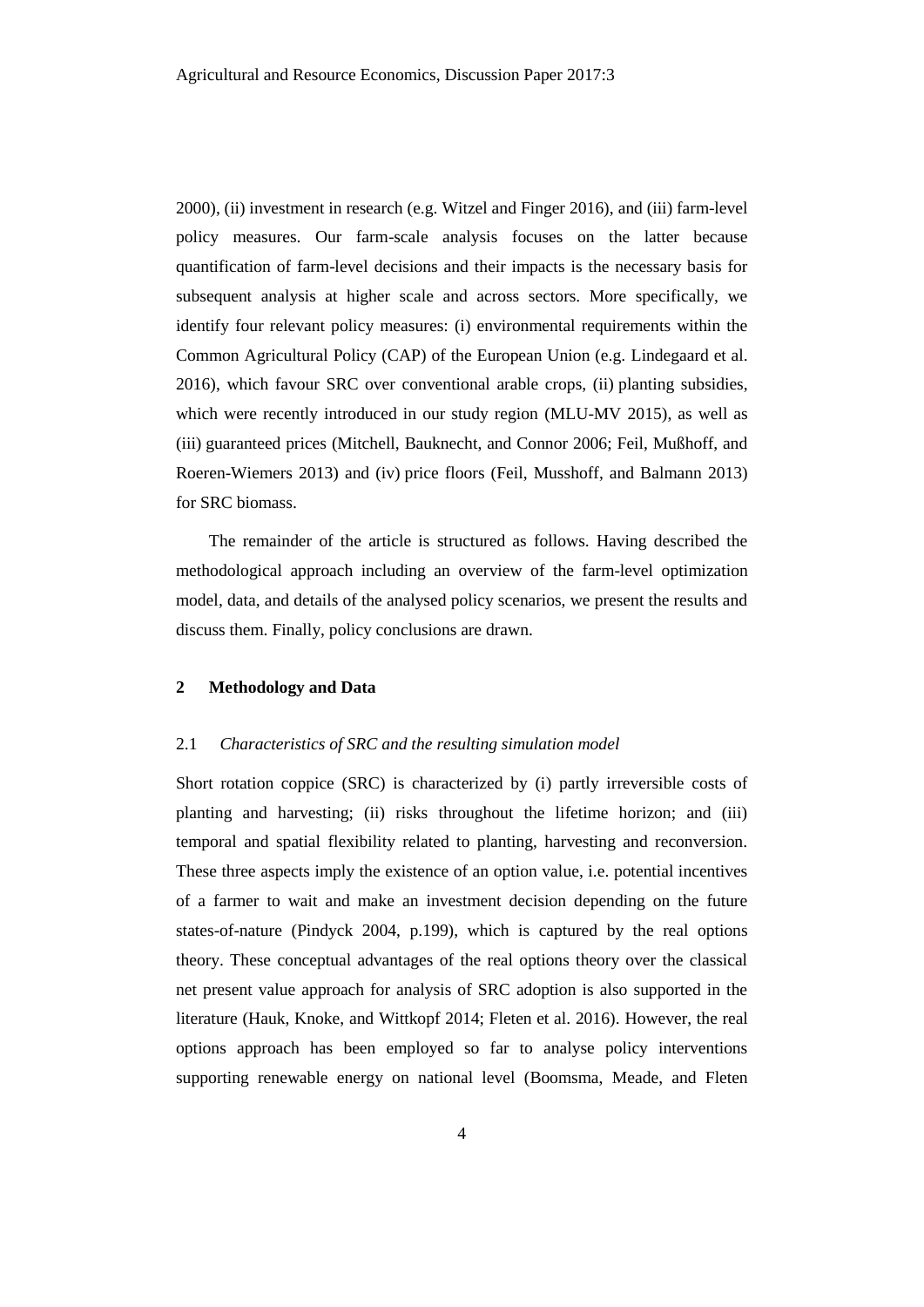2000), (ii) investment in research (e.g. Witzel and Finger 2016), and (iii) farm-level policy measures. Our farm-scale analysis focuses on the latter because quantification of farm-level decisions and their impacts is the necessary basis for subsequent analysis at higher scale and across sectors. More specifically, we identify four relevant policy measures: (i) environmental requirements within the Common Agricultural Policy (CAP) of the European Union (e.g. Lindegaard et al. 2016), which favour SRC over conventional arable crops, (ii) planting subsidies, which were recently introduced in our study region (MLU-MV 2015), as well as (iii) guaranteed prices (Mitchell, Bauknecht, and Connor 2006; Feil, Mußhoff, and Roeren-Wiemers 2013) and (iv) price floors (Feil, Musshoff, and Balmann 2013) for SRC biomass.

The remainder of the article is structured as follows. Having described the methodological approach including an overview of the farm-level optimization model, data, and details of the analysed policy scenarios, we present the results and discuss them. Finally, policy conclusions are drawn.

## 2 Methodology and Data

### 2.1 *Characteristics of SRC and the resulting simulation model*

Short rotation coppice (SRC) is characterized by (i) partly irreversible costs of planting and harvesting; (ii) risks throughout the lifetime horizon; and (iii) temporal and spatial flexibility related to planting, harvesting and reconversion. These three aspects imply the existence of an option value, i.e. potential incentives of a farmer to wait and make an investment decision depending on the future states-of-nature (Pindyck 2004, p.199), which is captured by the real options theory. These conceptual advantages of the real options theory over the classical net present value approach for analysis of SRC adoption is also supported in the literature (Hauk, Knoke, and Wittkopf 2014; Fleten et al. 2016). However, the real options approach has been employed so far to analyse policy interventions supporting renewable energy on national level (Boomsma, Meade, and Fleten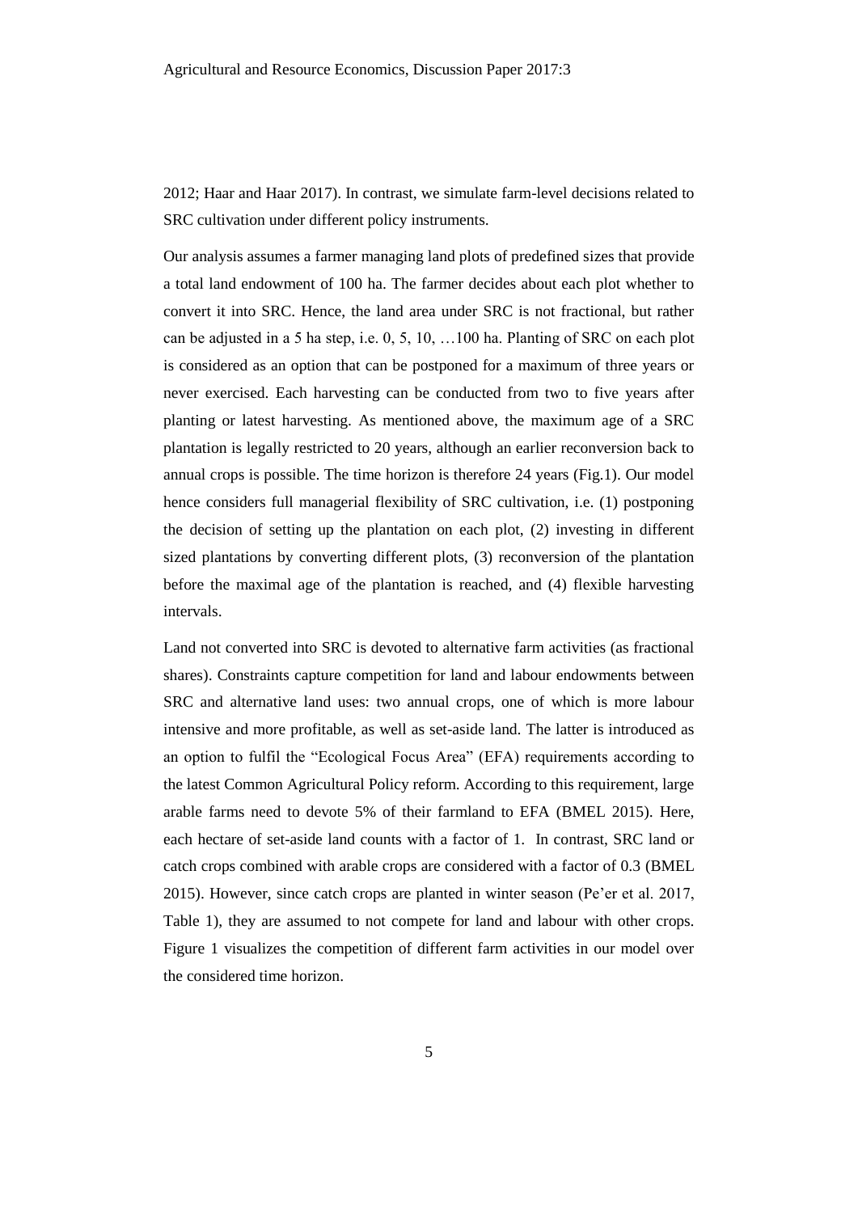2012; Haar and Haar 2017). In contrast, we simulate farm-level decisions related to SRC cultivation under different policy instruments.

Our analysis assumes a farmer managing land plots of predefined sizes that provide a total land endowment of 100 ha. The farmer decides about each plot whether to convert it into SRC. Hence, the land area under SRC is not fractional, but rather can be adjusted in a 5 ha step, i.e. 0, 5, 10, …100 ha. Planting of SRC on each plot is considered as an option that can be postponed for a maximum of three years or never exercised. Each harvesting can be conducted from two to five years after planting or latest harvesting. As mentioned above, the maximum age of a SRC plantation is legally restricted to 20 years, although an earlier reconversion back to annual crops is possible. The time horizon is therefore 24 years (Fig.1). Our model hence considers full managerial flexibility of SRC cultivation, i.e. (1) postponing the decision of setting up the plantation on each plot, (2) investing in different sized plantations by converting different plots, (3) reconversion of the plantation before the maximal age of the plantation is reached, and (4) flexible harvesting intervals.

Land not converted into SRC is devoted to alternative farm activities (as fractional shares). Constraints capture competition for land and labour endowments between SRC and alternative land uses: two annual crops, one of which is more labour intensive and more profitable, as well as set-aside land. The latter is introduced as an option to fulfil the "Ecological Focus Area" (EFA) requirements according to the latest Common Agricultural Policy reform. According to this requirement, large arable farms need to devote 5% of their farmland to EFA (BMEL 2015). Here, each hectare of set-aside land counts with a factor of 1. In contrast, SRC land or catch crops combined with arable crops are considered with a factor of 0.3 (BMEL 2015). However, since catch crops are planted in winter season (Pe'er et al. 2017, Table 1), they are assumed to not compete for land and labour with other crops. Figure 1 visualizes the competition of different farm activities in our model over the considered time horizon.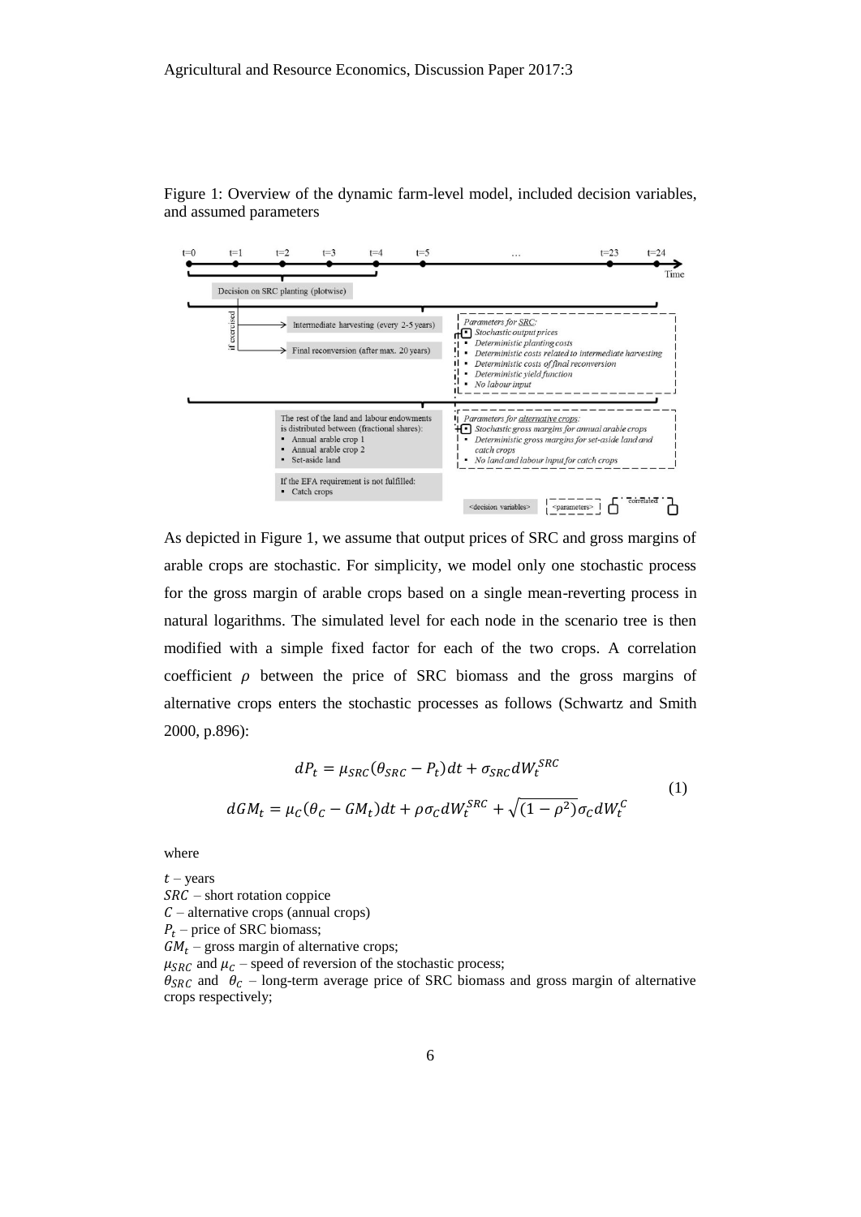Figure 1: Overview of the dynamic farm-level model, included decision variables, and assumed parameters

As depicted in Figure 1, we assume that output prices of SRC and gross margins of arable crops are stochastic. For simplicity, we model only one stochastic process for the gross margin of arable crops based on a single mean-reverting process in natural logarithms. The simulated level for each node in the scenario tree is then modified with a simple fixed factor for each of the two crops. A correlation coefficient $\rho$ between the price of SRC biomass and the gross margins of alternative crops enters the stochastic processes as follows (Schwartz and Smith 2000, p.896):

$$
\begin{aligned}
dP_t &= \mu_{SRC}(\theta_{SRC} - P_t)dt + \sigma_{SRC} dW_t^{SRC} \\
dGM_t &= \mu_C(\theta_C - GM_t)dt + \rho\sigma_C dW_t^{SRC} + \sqrt{(1-\rho^2)}\sigma_C dW_t^C
\end{aligned}
\tag{1}
$$

where

$t$ – years  
$SRC$ – short rotation coppice  
$C$ – alternative crops (annual crops)  
$P_t$ – price of SRC biomass;  
$GM_t$ – gross margin of alternative crops;  
$\mu_{SRC}$ and $\mu_C$ – speed of reversion of the stochastic process;  
$\theta_{SRC}$ and $\theta_C$ – long-term average price of SRC biomass and gross margin of alternative crops respectively;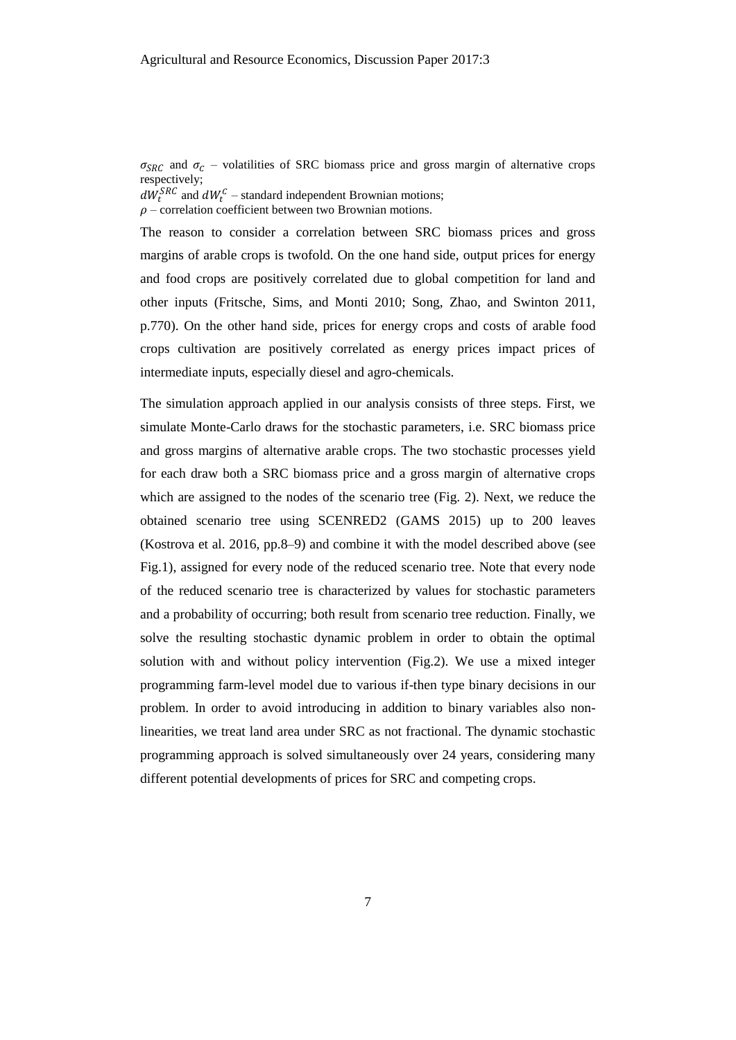$\sigma_{SRC}$ and $\sigma_C$ – volatilities of SRC biomass price and gross margin of alternative crops respectively;
$dW_t^{SRC}$ and $dW_t^C$ – standard independent Brownian motions;
$\rho$ – correlation coefficient between two Brownian motions.

The reason to consider a correlation between SRC biomass prices and gross margins of arable crops is twofold. On the one hand side, output prices for energy and food crops are positively correlated due to global competition for land and other inputs (Fritsche, Sims, and Monti 2010; Song, Zhao, and Swinton 2011, p.770). On the other hand side, prices for energy crops and costs of arable food crops cultivation are positively correlated as energy prices impact prices of intermediate inputs, especially diesel and agro-chemicals.

The simulation approach applied in our analysis consists of three steps. First, we simulate Monte-Carlo draws for the stochastic parameters, i.e. SRC biomass price and gross margins of alternative arable crops. The two stochastic processes yield for each draw both a SRC biomass price and a gross margin of alternative crops which are assigned to the nodes of the scenario tree (Fig. 2). Next, we reduce the obtained scenario tree using SCENRED2 (GAMS 2015) up to 200 leaves (Kostrova et al. 2016, pp.8–9) and combine it with the model described above (see Fig.1), assigned for every node of the reduced scenario tree. Note that every node of the reduced scenario tree is characterized by values for stochastic parameters and a probability of occurring; both result from scenario tree reduction. Finally, we solve the resulting stochastic dynamic problem in order to obtain the optimal solution with and without policy intervention (Fig.2). We use a mixed integer programming farm-level model due to various if-then type binary decisions in our problem. In order to avoid introducing in addition to binary variables also non-linearities, we treat land area under SRC as not fractional. The dynamic stochastic programming approach is solved simultaneously over 24 years, considering many different potential developments of prices for SRC and competing crops.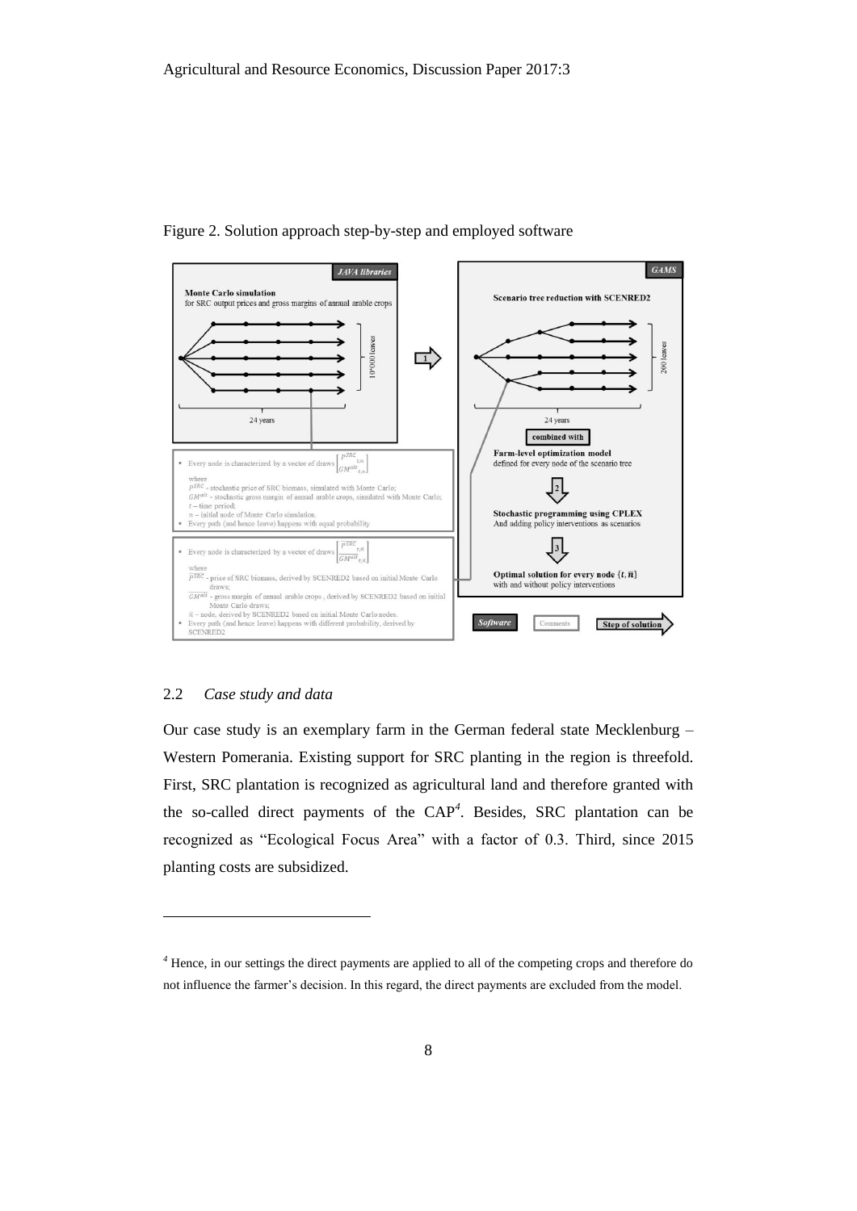Figure 2. Solution approach step-by-step and employed software

JAVA libraries

**Monte Carlo simulation**
for SRC output prices and gross margins of annual arable crops

10'000 leaves

24 years

- Every node is characterized by a vector of draws $\begin{bmatrix} P^{SRC}_{t,n} \\ GM^{alt}_{t,n} \end{bmatrix}$

where
$P^{SRC}$ - stochastic price of SRC biomass, simulated with Monte Carlo;
$GM^{alt}$ - stochastic gross margin of annual arable crops, simulated with Monte Carlo;
$t$ – time period;
$n$ – initial node of Monte Carlo simulation.
- Every path (and hence leave) happens with equal probability

- Every node is characterized by a vector of draws $\begin{bmatrix} \overline{P^{SRC}}_{t,\bar{n}} \\ \overline{GM^{alt}}_{t,\bar{n}} \end{bmatrix}$

where
$\overline{P^{SRC}}$ - price of SRC biomass, derived by SCENRED2 based on initial Monte Carlo draws;
$\overline{GM^{alt}}$ - gross margin of annual arable crops, derived by SCENRED2 based on initial Monte Carlo draws;
$\bar{n}$ – node, derived by SCENRED2 based on initial Monte Carlo nodes.
- Every path (and hence leave) happens with different probability, derived by SCENRED2

GAMS

**Scenario tree reduction with SCENRED2**

200 leaves

24 years

**combined with**

**Farm-level optimization model**
defined for every node of the scenario tree

**Stochastic programming using CPLEX**
And adding policy interventions as scenarios

**Optimal solution for every node $\{t, \bar{n}\}$**
with and without policy interventions

Software | Comments | Step of solution

### 2.2 *Case study and data*

Our case study is an exemplary farm in the German federal state Mecklenburg – Western Pomerania. Existing support for SRC planting in the region is threefold. First, SRC plantation is recognized as agricultural land and therefore granted with the so-called direct payments of the CAP[4]. Besides, SRC plantation can be recognized as "Ecological Focus Area" with a factor of 0.3. Third, since 2015 planting costs are subsidized.

---

[4] Hence, in our settings the direct payments are applied to all of the competing crops and therefore do not influence the farmer's decision. In this regard, the direct payments are excluded from the model.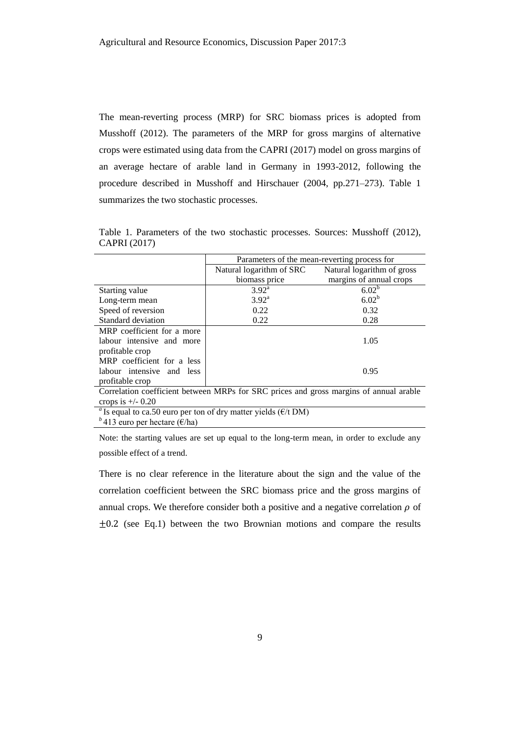The mean-reverting process (MRP) for SRC biomass prices is adopted from Musshoff (2012). The parameters of the MRP for gross margins of alternative crops were estimated using data from the CAPRI (2017) model on gross margins of an average hectare of arable land in Germany in 1993-2012, following the procedure described in Musshoff and Hirschauer (2004, pp.271–273). Table 1 summarizes the two stochastic processes.

Table 1. Parameters of the two stochastic processes. Sources: Musshoff (2012), CAPRI (2017)

| | Parameters of the mean-reverting process for | |
|---|---|---|
| | Natural logarithm of SRC biomass price | Natural logarithm of gross margins of annual crops |
| Starting value | 3.92[a] | 6.02[b] |
| Long-term mean | 3.92[a] | 6.02[b] |
| Speed of reversion | 0.22 | 0.32 |
| Standard deviation | 0.22 | 0.28 |
| MRP coefficient for a more labour intensive and more profitable crop | | 1.05 |
| MRP coefficient for a less labour intensive and less profitable crop | | 0.95 |

Correlation coefficient between MRPs for SRC prices and gross margins of annual arable crops is +/- 0.20

[a] Is equal to ca.50 euro per ton of dry matter yields (€/t DM)

[b] 413 euro per hectare (€/ha)

Note: the starting values are set up equal to the long-term mean, in order to exclude any possible effect of a trend.

There is no clear reference in the literature about the sign and the value of the correlation coefficient between the SRC biomass price and the gross margins of annual crops. We therefore consider both a positive and a negative correlation $\rho$ of $\pm 0.2$ (see Eq.1) between the two Brownian motions and compare the results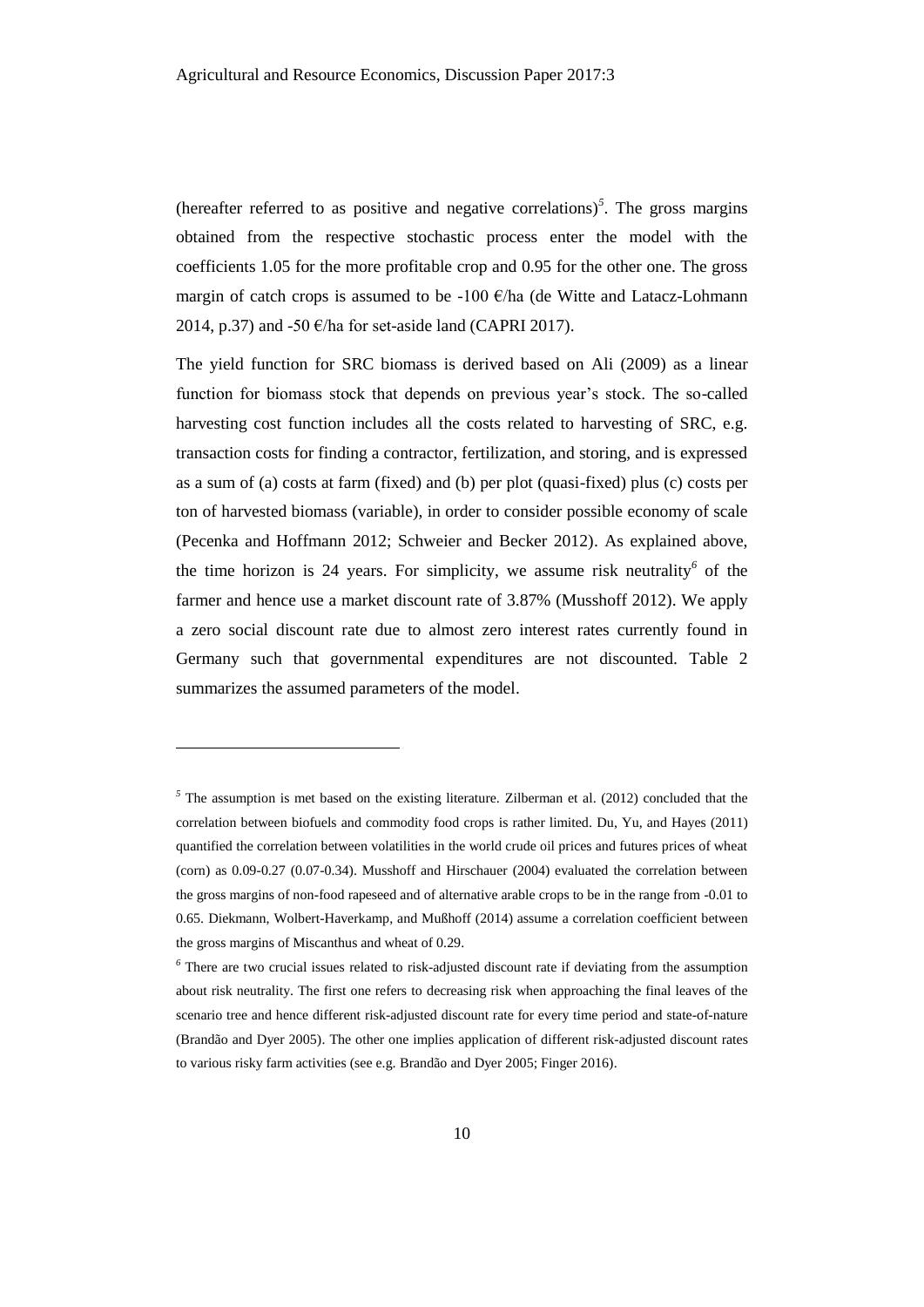(hereafter referred to as positive and negative correlations)[5]. The gross margins obtained from the respective stochastic process enter the model with the coefficients 1.05 for the more profitable crop and 0.95 for the other one. The gross margin of catch crops is assumed to be -100 €/ha (de Witte and Latacz-Lohmann 2014, p.37) and -50 €/ha for set-aside land (CAPRI 2017).

The yield function for SRC biomass is derived based on Ali (2009) as a linear function for biomass stock that depends on previous year's stock. The so-called harvesting cost function includes all the costs related to harvesting of SRC, e.g. transaction costs for finding a contractor, fertilization, and storing, and is expressed as a sum of (a) costs at farm (fixed) and (b) per plot (quasi-fixed) plus (c) costs per ton of harvested biomass (variable), in order to consider possible economy of scale (Pecenka and Hoffmann 2012; Schweier and Becker 2012). As explained above, the time horizon is 24 years. For simplicity, we assume risk neutrality[6] of the farmer and hence use a market discount rate of 3.87% (Musshoff 2012). We apply a zero social discount rate due to almost zero interest rates currently found in Germany such that governmental expenditures are not discounted. Table 2 summarizes the assumed parameters of the model.

---

[5] The assumption is met based on the existing literature. Zilberman et al. (2012) concluded that the correlation between biofuels and commodity food crops is rather limited. Du, Yu, and Hayes (2011) quantified the correlation between volatilities in the world crude oil prices and futures prices of wheat (corn) as 0.09-0.27 (0.07-0.34). Musshoff and Hirschauer (2004) evaluated the correlation between the gross margins of non-food rapeseed and of alternative arable crops to be in the range from -0.01 to 0.65. Diekmann, Wolbert-Haverkamp, and Mußhoff (2014) assume a correlation coefficient between the gross margins of Miscanthus and wheat of 0.29.

[6] There are two crucial issues related to risk-adjusted discount rate if deviating from the assumption about risk neutrality. The first one refers to decreasing risk when approaching the final leaves of the scenario tree and hence different risk-adjusted discount rate for every time period and state-of-nature (Brandão and Dyer 2005). The other one implies application of different risk-adjusted discount rates to various risky farm activities (see e.g. Brandão and Dyer 2005; Finger 2016).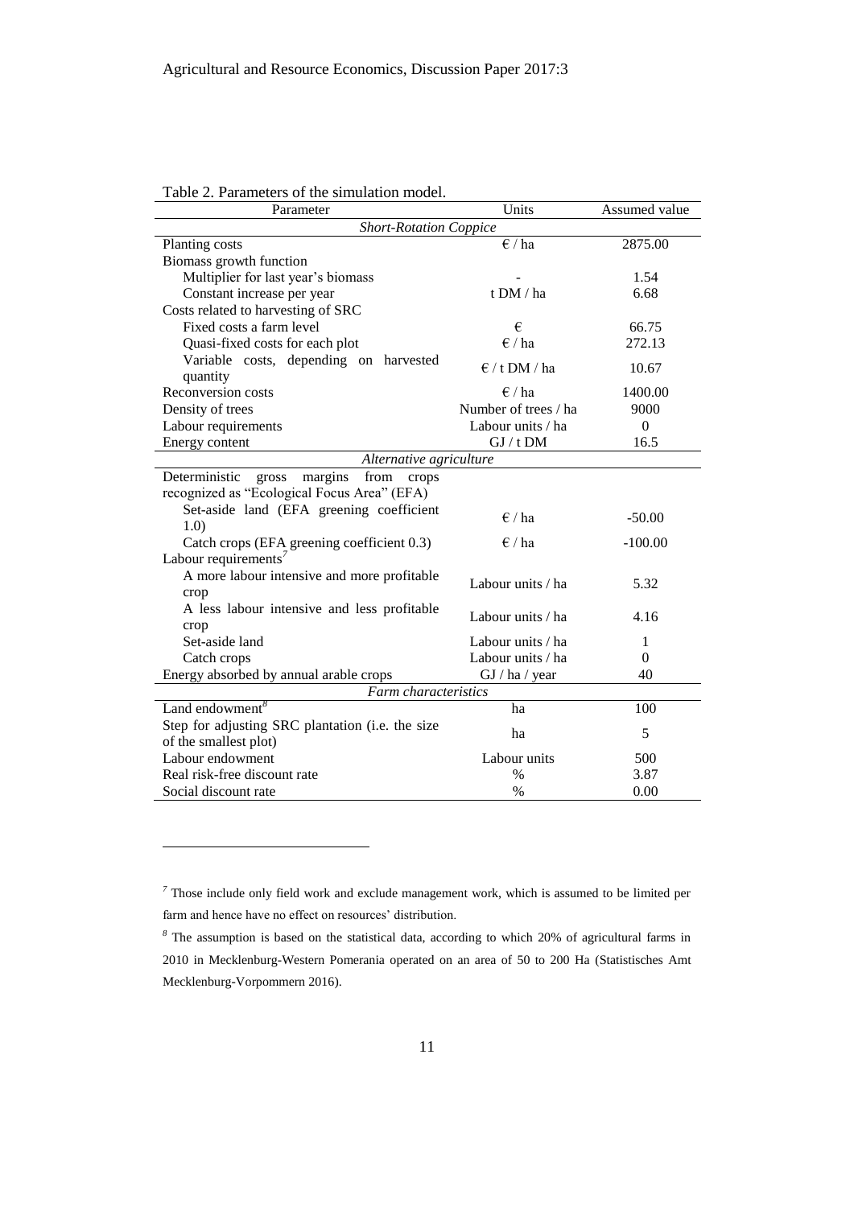Table 2. Parameters of the simulation model.

| Parameter | Units | Assumed value |
|---|---|---|
| *Short-Rotation Coppice* | | |
| Planting costs | € / ha | 2875.00 |
| Biomass growth function | | |
| Multiplier for last year's biomass | - | 1.54 |
| Constant increase per year | t DM / ha | 6.68 |
| Costs related to harvesting of SRC | | |
| Fixed costs a farm level | € | 66.75 |
| Quasi-fixed costs for each plot | € / ha | 272.13 |
| Variable costs, depending on harvested quantity | € / t DM / ha | 10.67 |
| Reconversion costs | € / ha | 1400.00 |
| Density of trees | Number of trees / ha | 9000 |
| Labour requirements | Labour units / ha | 0 |
| Energy content | GJ / t DM | 16.5 |
| *Alternative agriculture* | | |
| Deterministic gross margins from crops recognized as "Ecological Focus Area" (EFA) | | |
| Set-aside land (EFA greening coefficient 1.0) | € / ha | -50.00 |
| Catch crops (EFA greening coefficient 0.3) | € / ha | -100.00 |
| Labour requirements[7] | | |
| A more labour intensive and more profitable crop | Labour units / ha | 5.32 |
| A less labour intensive and less profitable crop | Labour units / ha | 4.16 |
| Set-aside land | Labour units / ha | 1 |
| Catch crops | Labour units / ha | 0 |
| Energy absorbed by annual arable crops | GJ / ha / year | 40 |
| *Farm characteristics* | | |
| Land endowment[8] | ha | 100 |
| Step for adjusting SRC plantation (i.e. the size of the smallest plot) | ha | 5 |
| Labour endowment | Labour units | 500 |
| Real risk-free discount rate | % | 3.87 |
| Social discount rate | % | 0.00 |

[7] Those include only field work and exclude management work, which is assumed to be limited per farm and hence have no effect on resources' distribution.

[8] The assumption is based on the statistical data, according to which 20% of agricultural farms in 2010 in Mecklenburg-Western Pomerania operated on an area of 50 to 200 Ha (Statistisches Amt Mecklenburg-Vorpommern 2016).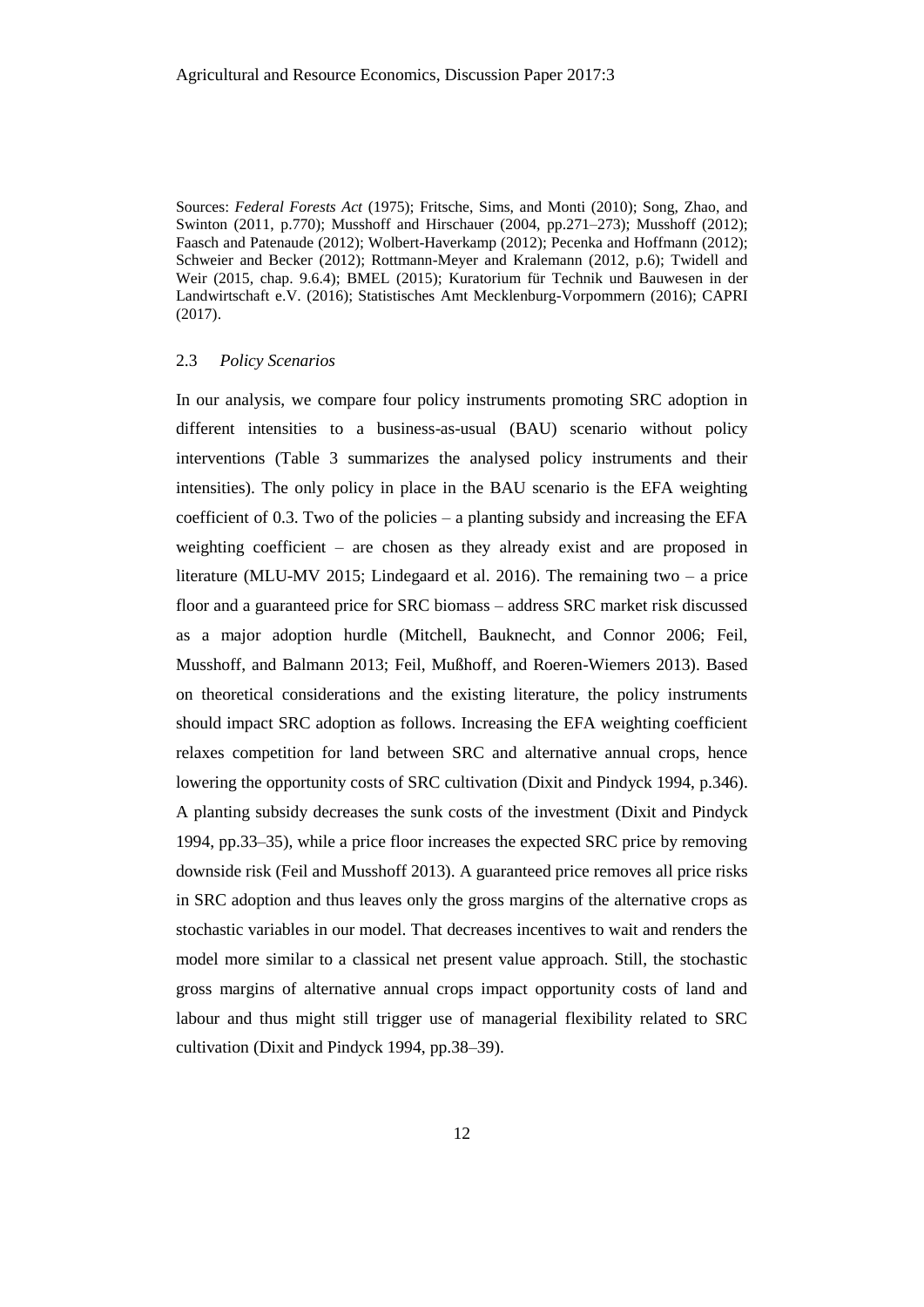Sources: *Federal Forests Act* (1975); Fritsche, Sims, and Monti (2010); Song, Zhao, and Swinton (2011, p.770); Musshoff and Hirschauer (2004, pp.271–273); Musshoff (2012); Faasch and Patenaude (2012); Wolbert-Haverkamp (2012); Pecenka and Hoffmann (2012); Schweier and Becker (2012); Rottmann-Meyer and Kralemann (2012, p.6); Twidell and Weir (2015, chap. 9.6.4); BMEL (2015); Kuratorium für Technik und Bauwesen in der Landwirtschaft e.V. (2016); Statistisches Amt Mecklenburg-Vorpommern (2016); CAPRI (2017).

### 2.3 *Policy Scenarios*

In our analysis, we compare four policy instruments promoting SRC adoption in different intensities to a business-as-usual (BAU) scenario without policy interventions (Table 3 summarizes the analysed policy instruments and their intensities). The only policy in place in the BAU scenario is the EFA weighting coefficient of 0.3. Two of the policies – a planting subsidy and increasing the EFA weighting coefficient – are chosen as they already exist and are proposed in literature (MLU-MV 2015; Lindegaard et al. 2016). The remaining two – a price floor and a guaranteed price for SRC biomass – address SRC market risk discussed as a major adoption hurdle (Mitchell, Bauknecht, and Connor 2006; Feil, Musshoff, and Balmann 2013; Feil, Mußhoff, and Roeren-Wiemers 2013). Based on theoretical considerations and the existing literature, the policy instruments should impact SRC adoption as follows. Increasing the EFA weighting coefficient relaxes competition for land between SRC and alternative annual crops, hence lowering the opportunity costs of SRC cultivation (Dixit and Pindyck 1994, p.346). A planting subsidy decreases the sunk costs of the investment (Dixit and Pindyck 1994, pp.33–35), while a price floor increases the expected SRC price by removing downside risk (Feil and Musshoff 2013). A guaranteed price removes all price risks in SRC adoption and thus leaves only the gross margins of the alternative crops as stochastic variables in our model. That decreases incentives to wait and renders the model more similar to a classical net present value approach. Still, the stochastic gross margins of alternative annual crops impact opportunity costs of land and labour and thus might still trigger use of managerial flexibility related to SRC cultivation (Dixit and Pindyck 1994, pp.38–39).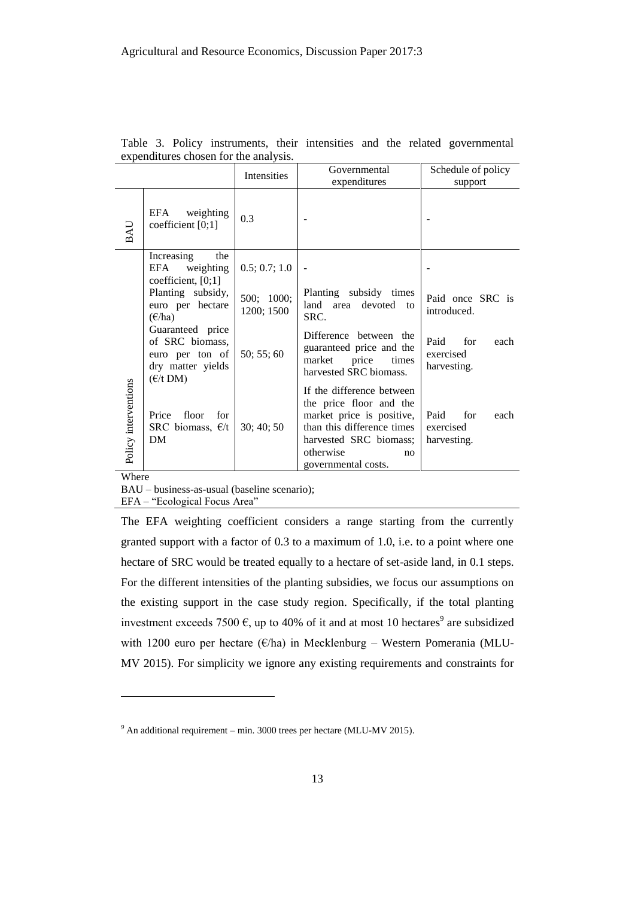Table 3. Policy instruments, their intensities and the related governmental expenditures chosen for the analysis.

| | | Intensities | Governmental expenditures | Schedule of policy support |
|---|---|---|---|---|
| BAU | EFA weighting coefficient [0;1] | 0.3 | - | - |
| Policy interventions | Increasing the EFA weighting coefficient, [0;1] | 0.5; 0.7; 1.0 | - | - |
| | Planting subsidy, euro per hectare (€/ha) | 500; 1000; 1200; 1500 | Planting subsidy times land area devoted to SRC. | Paid once SRC is introduced. |
| | Guaranteed price of SRC biomass, euro per ton of dry matter yields (€/t DM) | 50; 55; 60 | Difference between the guaranteed price and the market price times harvested SRC biomass. | Paid for each exercised harvesting. |
| | Price floor for SRC biomass, €/t DM | 30; 40; 50 | If the difference between the price floor and the market price is positive, than this difference times harvested SRC biomass; otherwise no governmental costs. | Paid for each exercised harvesting. |

Where
BAU – business-as-usual (baseline scenario);
EFA – "Ecological Focus Area"

The EFA weighting coefficient considers a range starting from the currently granted support with a factor of 0.3 to a maximum of 1.0, i.e. to a point where one hectare of SRC would be treated equally to a hectare of set-aside land, in 0.1 steps. For the different intensities of the planting subsidies, we focus our assumptions on the existing support in the case study region. Specifically, if the total planting investment exceeds 7500 €, up to 40% of it and at most 10 hectares[9] are subsidized with 1200 euro per hectare (€/ha) in Mecklenburg – Western Pomerania (MLU-MV 2015). For simplicity we ignore any existing requirements and constraints for

[9] An additional requirement – min. 3000 trees per hectare (MLU-MV 2015).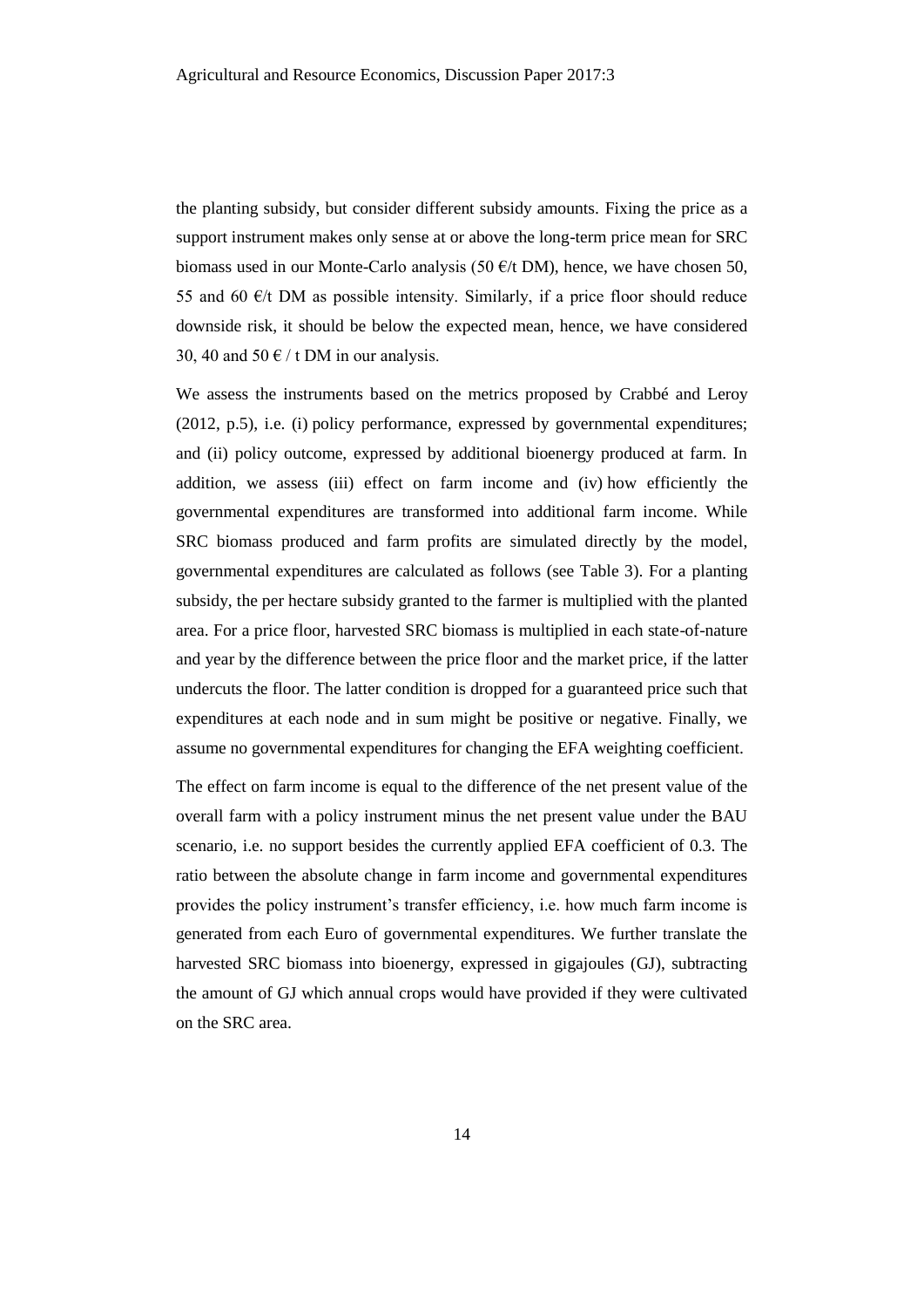the planting subsidy, but consider different subsidy amounts. Fixing the price as a support instrument makes only sense at or above the long-term price mean for SRC biomass used in our Monte-Carlo analysis (50 €/t DM), hence, we have chosen 50, 55 and 60 €/t DM as possible intensity. Similarly, if a price floor should reduce downside risk, it should be below the expected mean, hence, we have considered 30, 40 and 50 € / t DM in our analysis.

We assess the instruments based on the metrics proposed by Crabbé and Leroy (2012, p.5), i.e. (i) policy performance, expressed by governmental expenditures; and (ii) policy outcome, expressed by additional bioenergy produced at farm. In addition, we assess (iii) effect on farm income and (iv) how efficiently the governmental expenditures are transformed into additional farm income. While SRC biomass produced and farm profits are simulated directly by the model, governmental expenditures are calculated as follows (see Table 3). For a planting subsidy, the per hectare subsidy granted to the farmer is multiplied with the planted area. For a price floor, harvested SRC biomass is multiplied in each state-of-nature and year by the difference between the price floor and the market price, if the latter undercuts the floor. The latter condition is dropped for a guaranteed price such that expenditures at each node and in sum might be positive or negative. Finally, we assume no governmental expenditures for changing the EFA weighting coefficient.

The effect on farm income is equal to the difference of the net present value of the overall farm with a policy instrument minus the net present value under the BAU scenario, i.e. no support besides the currently applied EFA coefficient of 0.3. The ratio between the absolute change in farm income and governmental expenditures provides the policy instrument's transfer efficiency, i.e. how much farm income is generated from each Euro of governmental expenditures. We further translate the harvested SRC biomass into bioenergy, expressed in gigajoules (GJ), subtracting the amount of GJ which annual crops would have provided if they were cultivated on the SRC area.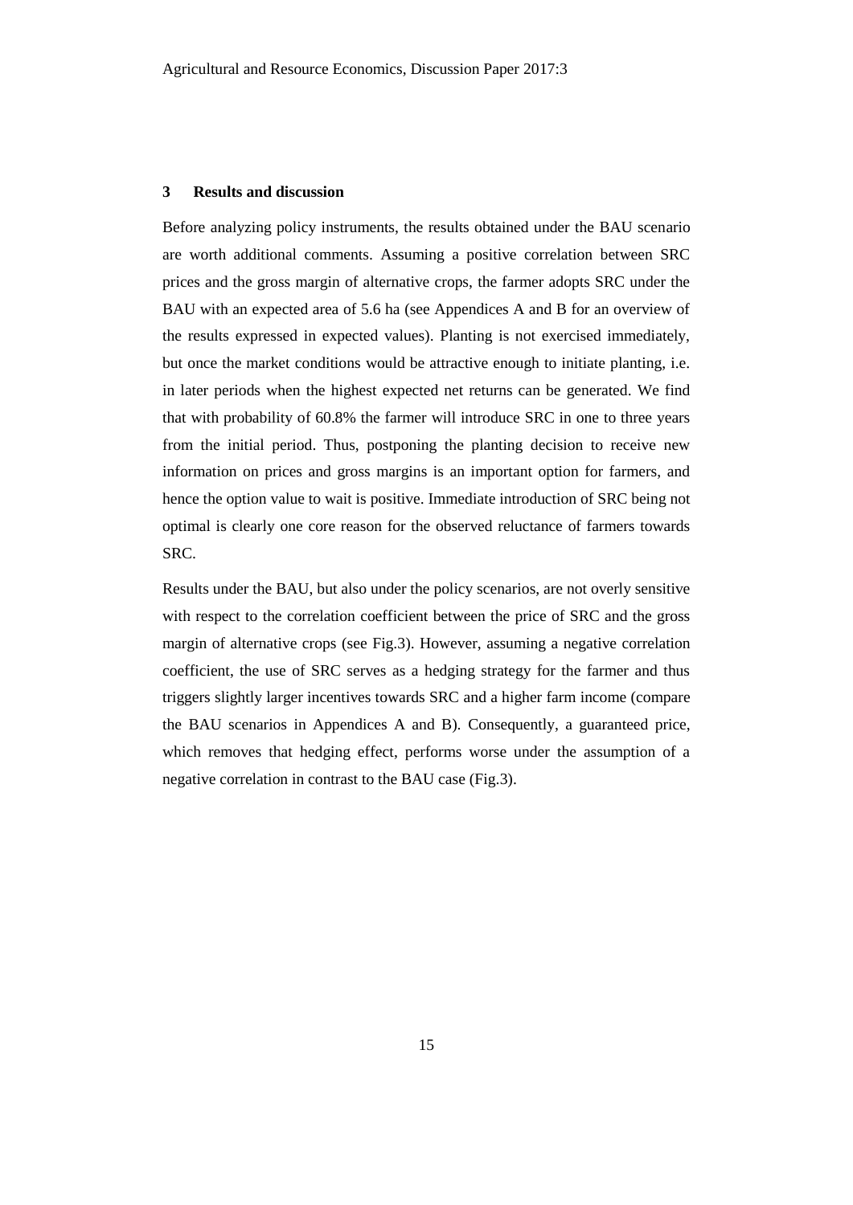## 3 Results and discussion

Before analyzing policy instruments, the results obtained under the BAU scenario are worth additional comments. Assuming a positive correlation between SRC prices and the gross margin of alternative crops, the farmer adopts SRC under the BAU with an expected area of 5.6 ha (see Appendices A and B for an overview of the results expressed in expected values). Planting is not exercised immediately, but once the market conditions would be attractive enough to initiate planting, i.e. in later periods when the highest expected net returns can be generated. We find that with probability of 60.8% the farmer will introduce SRC in one to three years from the initial period. Thus, postponing the planting decision to receive new information on prices and gross margins is an important option for farmers, and hence the option value to wait is positive. Immediate introduction of SRC being not optimal is clearly one core reason for the observed reluctance of farmers towards SRC.

Results under the BAU, but also under the policy scenarios, are not overly sensitive with respect to the correlation coefficient between the price of SRC and the gross margin of alternative crops (see Fig.3). However, assuming a negative correlation coefficient, the use of SRC serves as a hedging strategy for the farmer and thus triggers slightly larger incentives towards SRC and a higher farm income (compare the BAU scenarios in Appendices A and B). Consequently, a guaranteed price, which removes that hedging effect, performs worse under the assumption of a negative correlation in contrast to the BAU case (Fig.3).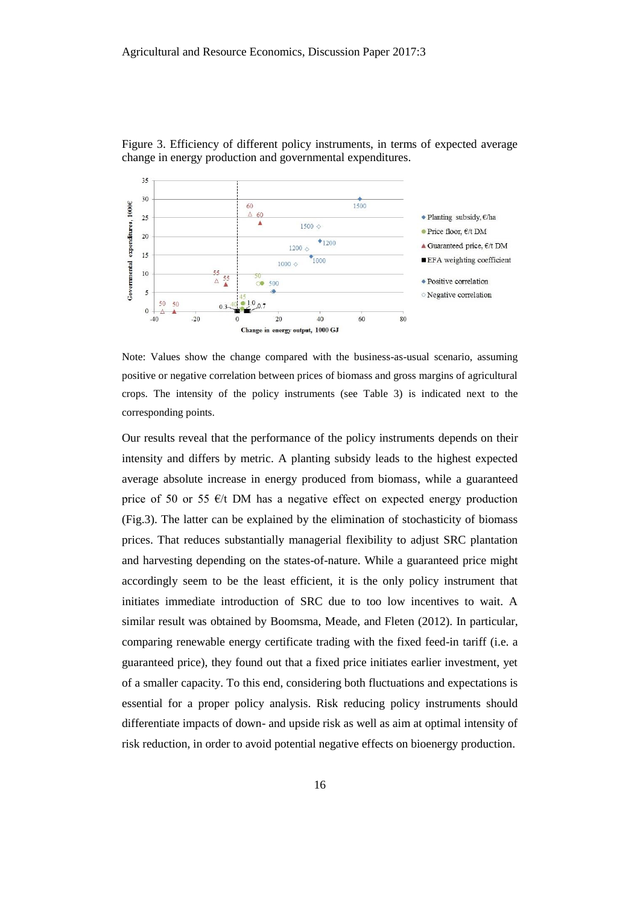Figure 3. Efficiency of different policy instruments, in terms of expected average change in energy production and governmental expenditures.

Note: Values show the change compared with the business-as-usual scenario, assuming positive or negative correlation between prices of biomass and gross margins of agricultural crops. The intensity of the policy instruments (see Table 3) is indicated next to the corresponding points.

Our results reveal that the performance of the policy instruments depends on their intensity and differs by metric. A planting subsidy leads to the highest expected average absolute increase in energy produced from biomass, while a guaranteed price of 50 or 55 €/t DM has a negative effect on expected energy production (Fig.3). The latter can be explained by the elimination of stochasticity of biomass prices. That reduces substantially managerial flexibility to adjust SRC plantation and harvesting depending on the states-of-nature. While a guaranteed price might accordingly seem to be the least efficient, it is the only policy instrument that initiates immediate introduction of SRC due to too low incentives to wait. A similar result was obtained by Boomsma, Meade, and Fleten (2012). In particular, comparing renewable energy certificate trading with the fixed feed-in tariff (i.e. a guaranteed price), they found out that a fixed price initiates earlier investment, yet of a smaller capacity. To this end, considering both fluctuations and expectations is essential for a proper policy analysis. Risk reducing policy instruments should differentiate impacts of down- and upside risk as well as aim at optimal intensity of risk reduction, in order to avoid potential negative effects on bioenergy production.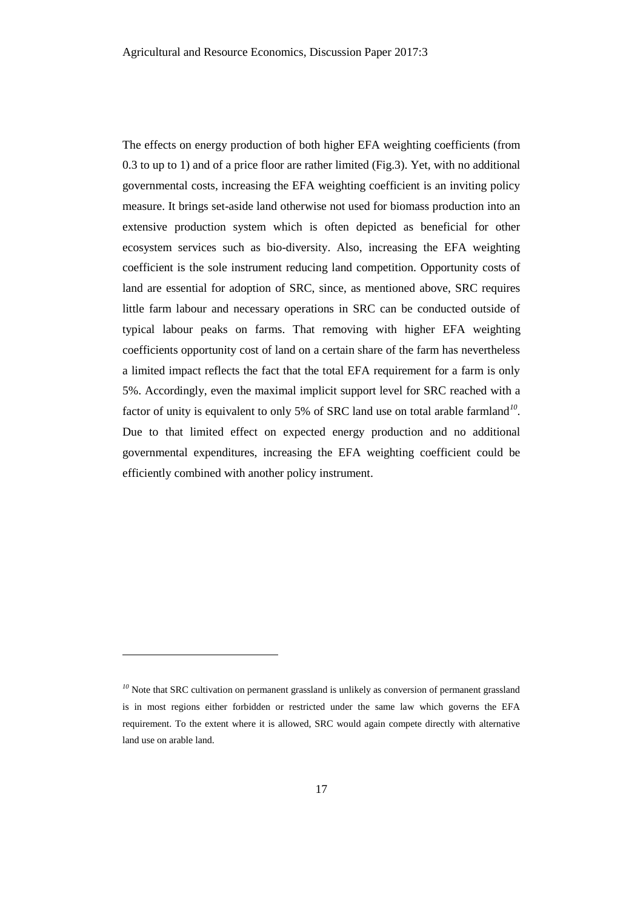The effects on energy production of both higher EFA weighting coefficients (from 0.3 to up to 1) and of a price floor are rather limited (Fig.3). Yet, with no additional governmental costs, increasing the EFA weighting coefficient is an inviting policy measure. It brings set-aside land otherwise not used for biomass production into an extensive production system which is often depicted as beneficial for other ecosystem services such as bio-diversity. Also, increasing the EFA weighting coefficient is the sole instrument reducing land competition. Opportunity costs of land are essential for adoption of SRC, since, as mentioned above, SRC requires little farm labour and necessary operations in SRC can be conducted outside of typical labour peaks on farms. That removing with higher EFA weighting coefficients opportunity cost of land on a certain share of the farm has nevertheless a limited impact reflects the fact that the total EFA requirement for a farm is only 5%. Accordingly, even the maximal implicit support level for SRC reached with a factor of unity is equivalent to only 5% of SRC land use on total arable farmland[10]. Due to that limited effect on expected energy production and no additional governmental expenditures, increasing the EFA weighting coefficient could be efficiently combined with another policy instrument.

---

[10] Note that SRC cultivation on permanent grassland is unlikely as conversion of permanent grassland is in most regions either forbidden or restricted under the same law which governs the EFA requirement. To the extent where it is allowed, SRC would again compete directly with alternative land use on arable land.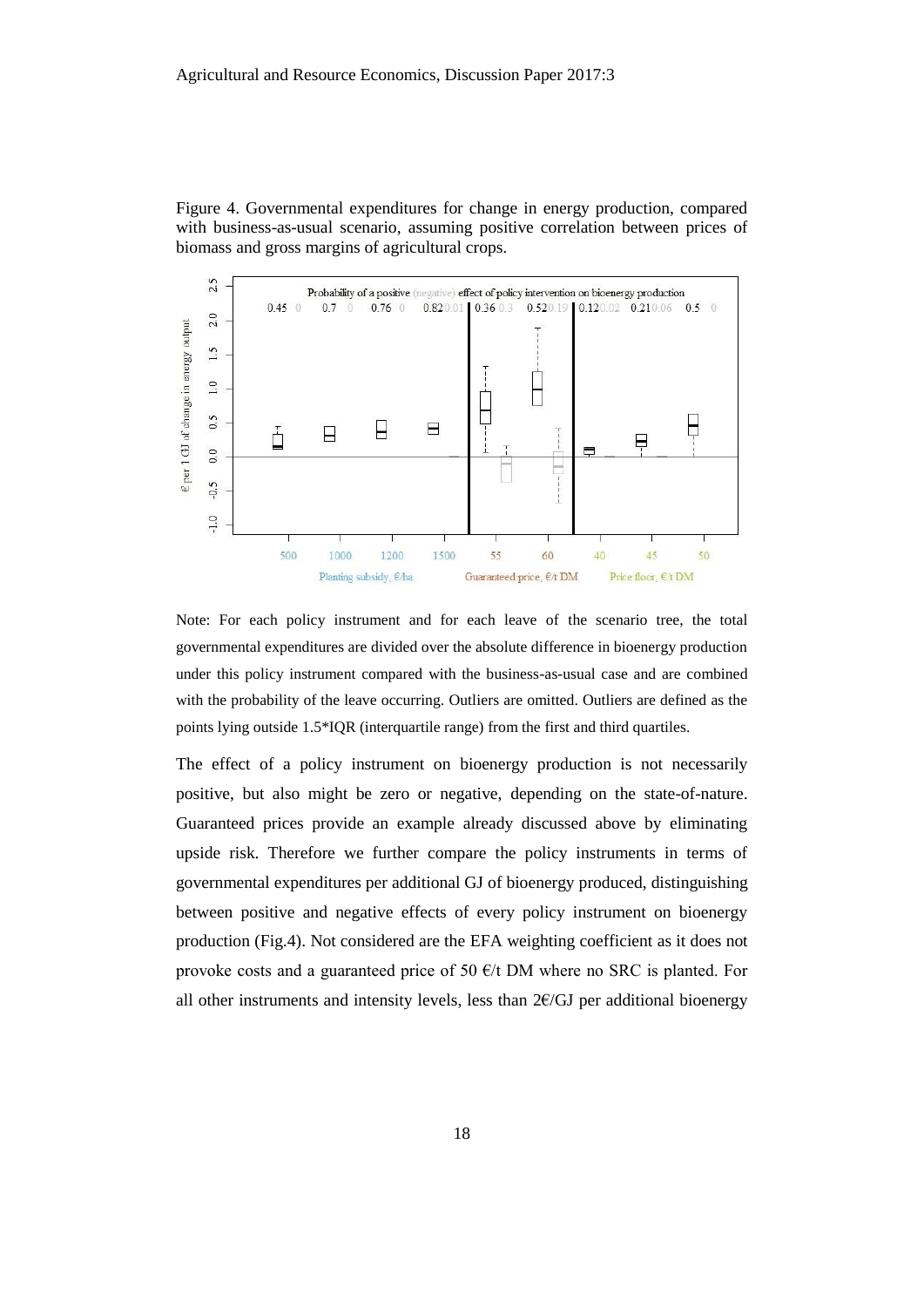Figure 4. Governmental expenditures for change in energy production, compared with business-as-usual scenario, assuming positive correlation between prices of biomass and gross margins of agricultural crops.

Note: For each policy instrument and for each leave of the scenario tree, the total governmental expenditures are divided over the absolute difference in bioenergy production under this policy instrument compared with the business-as-usual case and are combined with the probability of the leave occurring. Outliers are omitted. Outliers are defined as the points lying outside 1.5*IQR (interquartile range) from the first and third quartiles.

The effect of a policy instrument on bioenergy production is not necessarily positive, but also might be zero or negative, depending on the state-of-nature. Guaranteed prices provide an example already discussed above by eliminating upside risk. Therefore we further compare the policy instruments in terms of governmental expenditures per additional GJ of bioenergy produced, distinguishing between positive and negative effects of every policy instrument on bioenergy production (Fig.4). Not considered are the EFA weighting coefficient as it does not provoke costs and a guaranteed price of 50 €/t DM where no SRC is planted. For all other instruments and intensity levels, less than 2€/GJ per additional bioenergy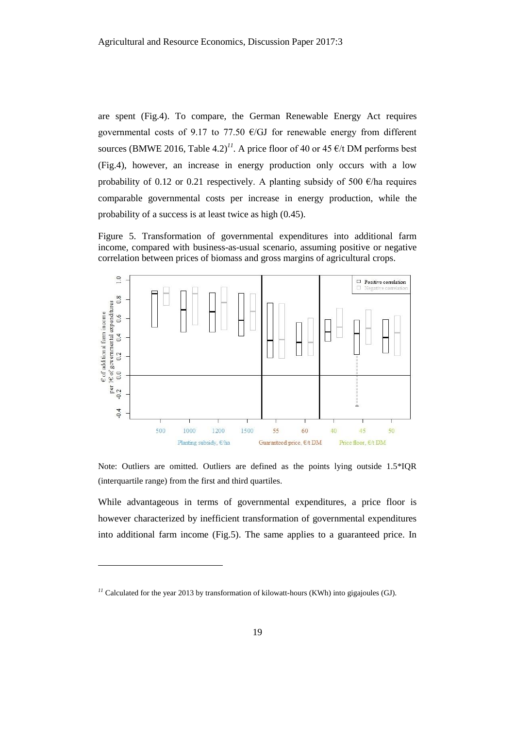are spent (Fig.4). To compare, the German Renewable Energy Act requires governmental costs of 9.17 to 77.50 €/GJ for renewable energy from different sources (BMWE 2016, Table 4.2)[11]. A price floor of 40 or 45 €/t DM performs best (Fig.4), however, an increase in energy production only occurs with a low probability of 0.12 or 0.21 respectively. A planting subsidy of 500 €/ha requires comparable governmental costs per increase in energy production, while the probability of a success is at least twice as high (0.45).

Figure 5. Transformation of governmental expenditures into additional farm income, compared with business-as-usual scenario, assuming positive or negative correlation between prices of biomass and gross margins of agricultural crops.

Note: Outliers are omitted. Outliers are defined as the points lying outside 1.5*IQR (interquartile range) from the first and third quartiles.

While advantageous in terms of governmental expenditures, a price floor is however characterized by inefficient transformation of governmental expenditures into additional farm income (Fig.5). The same applies to a guaranteed price. In

[11] Calculated for the year 2013 by transformation of kilowatt-hours (KWh) into gigajoules (GJ).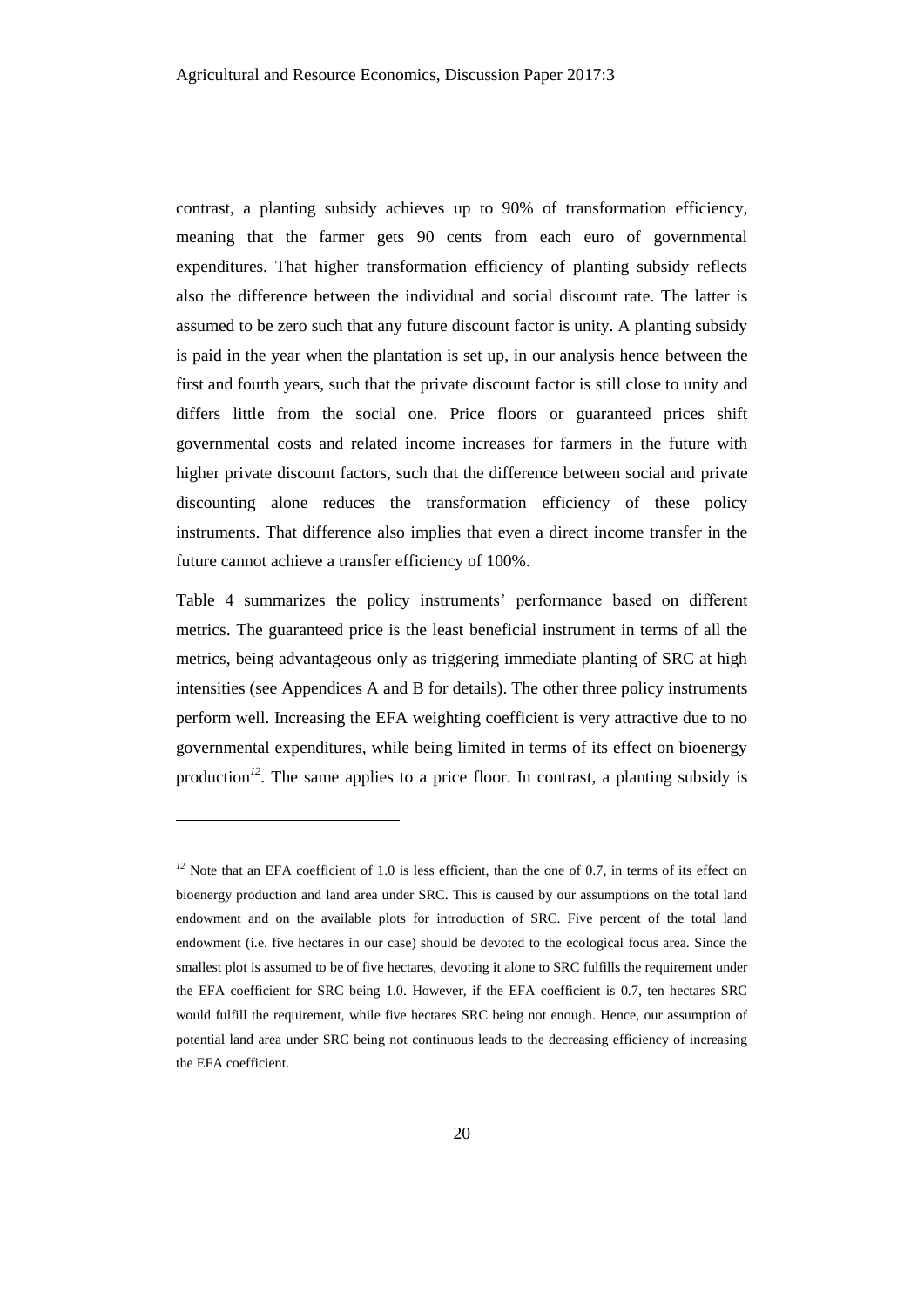contrast, a planting subsidy achieves up to 90% of transformation efficiency, meaning that the farmer gets 90 cents from each euro of governmental expenditures. That higher transformation efficiency of planting subsidy reflects also the difference between the individual and social discount rate. The latter is assumed to be zero such that any future discount factor is unity. A planting subsidy is paid in the year when the plantation is set up, in our analysis hence between the first and fourth years, such that the private discount factor is still close to unity and differs little from the social one. Price floors or guaranteed prices shift governmental costs and related income increases for farmers in the future with higher private discount factors, such that the difference between social and private discounting alone reduces the transformation efficiency of these policy instruments. That difference also implies that even a direct income transfer in the future cannot achieve a transfer efficiency of 100%.

Table 4 summarizes the policy instruments' performance based on different metrics. The guaranteed price is the least beneficial instrument in terms of all the metrics, being advantageous only as triggering immediate planting of SRC at high intensities (see Appendices A and B for details). The other three policy instruments perform well. Increasing the EFA weighting coefficient is very attractive due to no governmental expenditures, while being limited in terms of its effect on bioenergy production[12]. The same applies to a price floor. In contrast, a planting subsidy is

---

[12] Note that an EFA coefficient of 1.0 is less efficient, than the one of 0.7, in terms of its effect on bioenergy production and land area under SRC. This is caused by our assumptions on the total land endowment and on the available plots for introduction of SRC. Five percent of the total land endowment (i.e. five hectares in our case) should be devoted to the ecological focus area. Since the smallest plot is assumed to be of five hectares, devoting it alone to SRC fulfills the requirement under the EFA coefficient for SRC being 1.0. However, if the EFA coefficient is 0.7, ten hectares SRC would fulfill the requirement, while five hectares SRC being not enough. Hence, our assumption of potential land area under SRC being not continuous leads to the decreasing efficiency of increasing the EFA coefficient.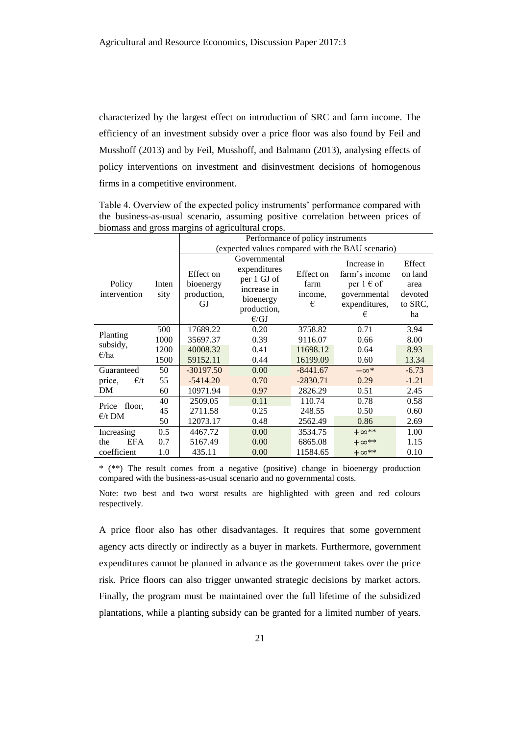characterized by the largest effect on introduction of SRC and farm income. The efficiency of an investment subsidy over a price floor was also found by Feil and Musshoff (2013) and by Feil, Musshoff, and Balmann (2013), analysing effects of policy interventions on investment and disinvestment decisions of homogenous firms in a competitive environment.

Table 4. Overview of the expected policy instruments' performance compared with the business-as-usual scenario, assuming positive correlation between prices of biomass and gross margins of agricultural crops.

| Policy intervention | Intensity | Performance of policy instruments (expected values compared with the BAU scenario) | | | | |
|---|---|---|---|---|---|---|
| | | Effect on bioenergy production, GJ | Governmental expenditures per 1 GJ of increase in bioenergy production, €/GJ | Effect on farm income, € | Increase in farm's income per 1 € of governmental expenditures, € | Effect on land area devoted to SRC, ha |
| Planting subsidy, €/ha | 500 | 17689.22 | 0.20 | 3758.82 | 0.71 | 3.94 |
| | 1000 | 35697.37 | 0.39 | 9116.07 | 0.66 | 8.00 |
| | 1200 | 40008.32 | 0.41 | 11698.12 | 0.64 | 8.93 |
| | 1500 | 59152.11 | 0.44 | 16199.09 | 0.60 | 13.34 |
| Guaranteed price, €/t DM | 50 | -30197.50 | 0.00 | -8441.67 | $-\infty$* | -6.73 |
| | 55 | -5414.20 | 0.70 | -2830.71 | 0.29 | -1.21 |
| | 60 | 10971.94 | 0.97 | 2826.29 | 0.51 | 2.45 |
| Price floor, €/t DM | 40 | 2509.05 | 0.11 | 110.74 | 0.78 | 0.58 |
| | 45 | 2711.58 | 0.25 | 248.55 | 0.50 | 0.60 |
| | 50 | 12073.17 | 0.48 | 2562.49 | 0.86 | 2.69 |
| Increasing the EFA coefficient | 0.5 | 4467.72 | 0.00 | 3534.75 | $+\infty$** | 1.00 |
| | 0.7 | 5167.49 | 0.00 | 6865.08 | $+\infty$** | 1.15 |
| | 1.0 | 435.11 | 0.00 | 11584.65 | $+\infty$** | 0.10 |

\* (**) The result comes from a negative (positive) change in bioenergy production compared with the business-as-usual scenario and no governmental costs.

Note: two best and two worst results are highlighted with green and red colours respectively.

A price floor also has other disadvantages. It requires that some government agency acts directly or indirectly as a buyer in markets. Furthermore, government expenditures cannot be planned in advance as the government takes over the price risk. Price floors can also trigger unwanted strategic decisions by market actors. Finally, the program must be maintained over the full lifetime of the subsidized plantations, while a planting subsidy can be granted for a limited number of years.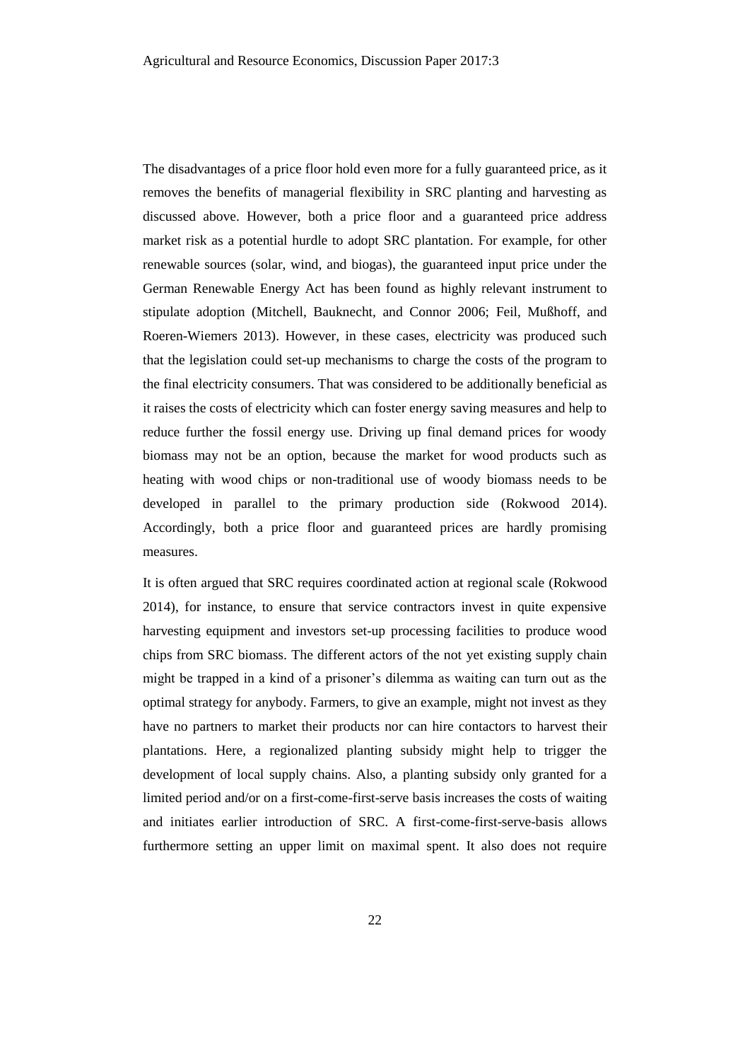The disadvantages of a price floor hold even more for a fully guaranteed price, as it removes the benefits of managerial flexibility in SRC planting and harvesting as discussed above. However, both a price floor and a guaranteed price address market risk as a potential hurdle to adopt SRC plantation. For example, for other renewable sources (solar, wind, and biogas), the guaranteed input price under the German Renewable Energy Act has been found as highly relevant instrument to stipulate adoption (Mitchell, Bauknecht, and Connor 2006; Feil, Mußhoff, and Roeren-Wiemers 2013). However, in these cases, electricity was produced such that the legislation could set-up mechanisms to charge the costs of the program to the final electricity consumers. That was considered to be additionally beneficial as it raises the costs of electricity which can foster energy saving measures and help to reduce further the fossil energy use. Driving up final demand prices for woody biomass may not be an option, because the market for wood products such as heating with wood chips or non-traditional use of woody biomass needs to be developed in parallel to the primary production side (Rokwood 2014). Accordingly, both a price floor and guaranteed prices are hardly promising measures.

It is often argued that SRC requires coordinated action at regional scale (Rokwood 2014), for instance, to ensure that service contractors invest in quite expensive harvesting equipment and investors set-up processing facilities to produce wood chips from SRC biomass. The different actors of the not yet existing supply chain might be trapped in a kind of a prisoner's dilemma as waiting can turn out as the optimal strategy for anybody. Farmers, to give an example, might not invest as they have no partners to market their products nor can hire contactors to harvest their plantations. Here, a regionalized planting subsidy might help to trigger the development of local supply chains. Also, a planting subsidy only granted for a limited period and/or on a first-come-first-serve basis increases the costs of waiting and initiates earlier introduction of SRC. A first-come-first-serve-basis allows furthermore setting an upper limit on maximal spent. It also does not require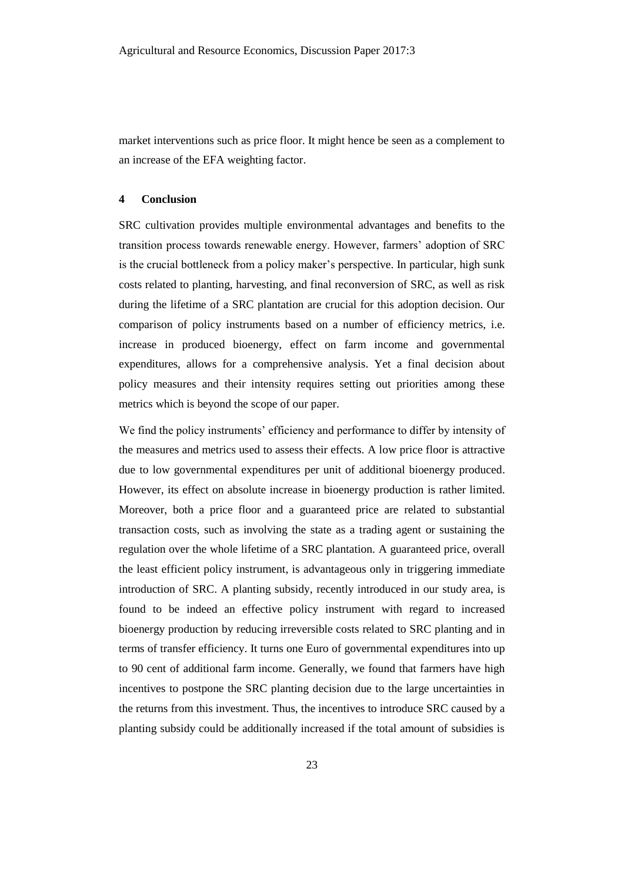market interventions such as price floor. It might hence be seen as a complement to an increase of the EFA weighting factor.

## 4 Conclusion

SRC cultivation provides multiple environmental advantages and benefits to the transition process towards renewable energy. However, farmers' adoption of SRC is the crucial bottleneck from a policy maker's perspective. In particular, high sunk costs related to planting, harvesting, and final reconversion of SRC, as well as risk during the lifetime of a SRC plantation are crucial for this adoption decision. Our comparison of policy instruments based on a number of efficiency metrics, i.e. increase in produced bioenergy, effect on farm income and governmental expenditures, allows for a comprehensive analysis. Yet a final decision about policy measures and their intensity requires setting out priorities among these metrics which is beyond the scope of our paper.

We find the policy instruments' efficiency and performance to differ by intensity of the measures and metrics used to assess their effects. A low price floor is attractive due to low governmental expenditures per unit of additional bioenergy produced. However, its effect on absolute increase in bioenergy production is rather limited. Moreover, both a price floor and a guaranteed price are related to substantial transaction costs, such as involving the state as a trading agent or sustaining the regulation over the whole lifetime of a SRC plantation. A guaranteed price, overall the least efficient policy instrument, is advantageous only in triggering immediate introduction of SRC. A planting subsidy, recently introduced in our study area, is found to be indeed an effective policy instrument with regard to increased bioenergy production by reducing irreversible costs related to SRC planting and in terms of transfer efficiency. It turns one Euro of governmental expenditures into up to 90 cent of additional farm income. Generally, we found that farmers have high incentives to postpone the SRC planting decision due to the large uncertainties in the returns from this investment. Thus, the incentives to introduce SRC caused by a planting subsidy could be additionally increased if the total amount of subsidies is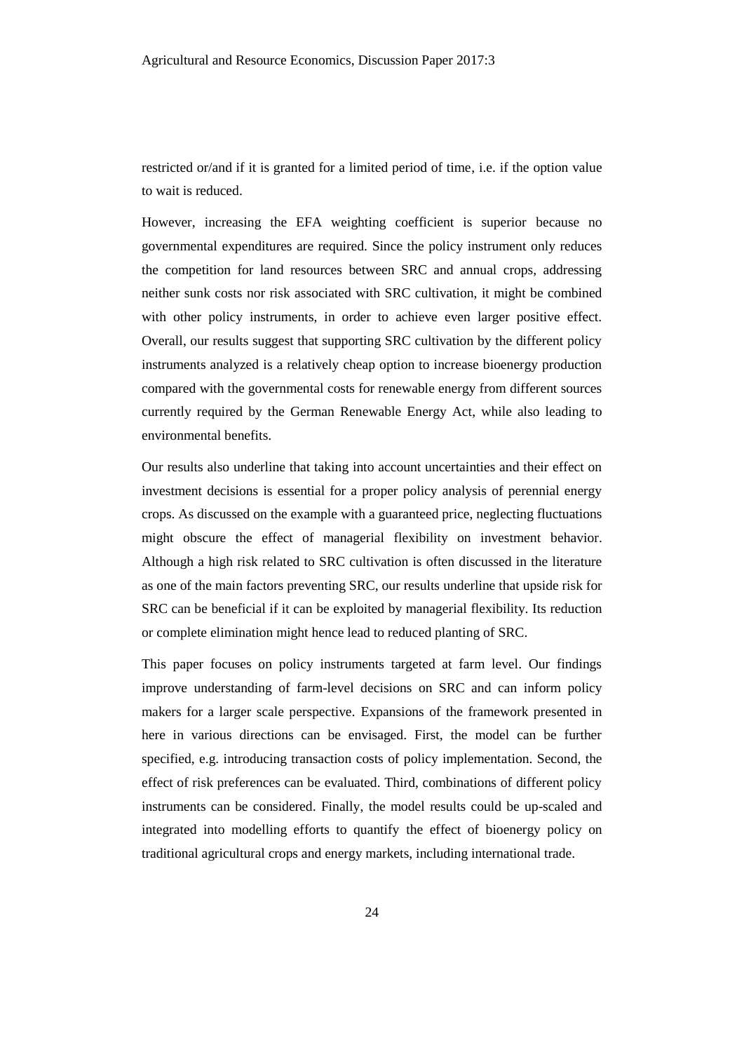restricted or/and if it is granted for a limited period of time, i.e. if the option value to wait is reduced.

However, increasing the EFA weighting coefficient is superior because no governmental expenditures are required. Since the policy instrument only reduces the competition for land resources between SRC and annual crops, addressing neither sunk costs nor risk associated with SRC cultivation, it might be combined with other policy instruments, in order to achieve even larger positive effect. Overall, our results suggest that supporting SRC cultivation by the different policy instruments analyzed is a relatively cheap option to increase bioenergy production compared with the governmental costs for renewable energy from different sources currently required by the German Renewable Energy Act, while also leading to environmental benefits.

Our results also underline that taking into account uncertainties and their effect on investment decisions is essential for a proper policy analysis of perennial energy crops. As discussed on the example with a guaranteed price, neglecting fluctuations might obscure the effect of managerial flexibility on investment behavior. Although a high risk related to SRC cultivation is often discussed in the literature as one of the main factors preventing SRC, our results underline that upside risk for SRC can be beneficial if it can be exploited by managerial flexibility. Its reduction or complete elimination might hence lead to reduced planting of SRC.

This paper focuses on policy instruments targeted at farm level. Our findings improve understanding of farm-level decisions on SRC and can inform policy makers for a larger scale perspective. Expansions of the framework presented in here in various directions can be envisaged. First, the model can be further specified, e.g. introducing transaction costs of policy implementation. Second, the effect of risk preferences can be evaluated. Third, combinations of different policy instruments can be considered. Finally, the model results could be up-scaled and integrated into modelling efforts to quantify the effect of bioenergy policy on traditional agricultural crops and energy markets, including international trade.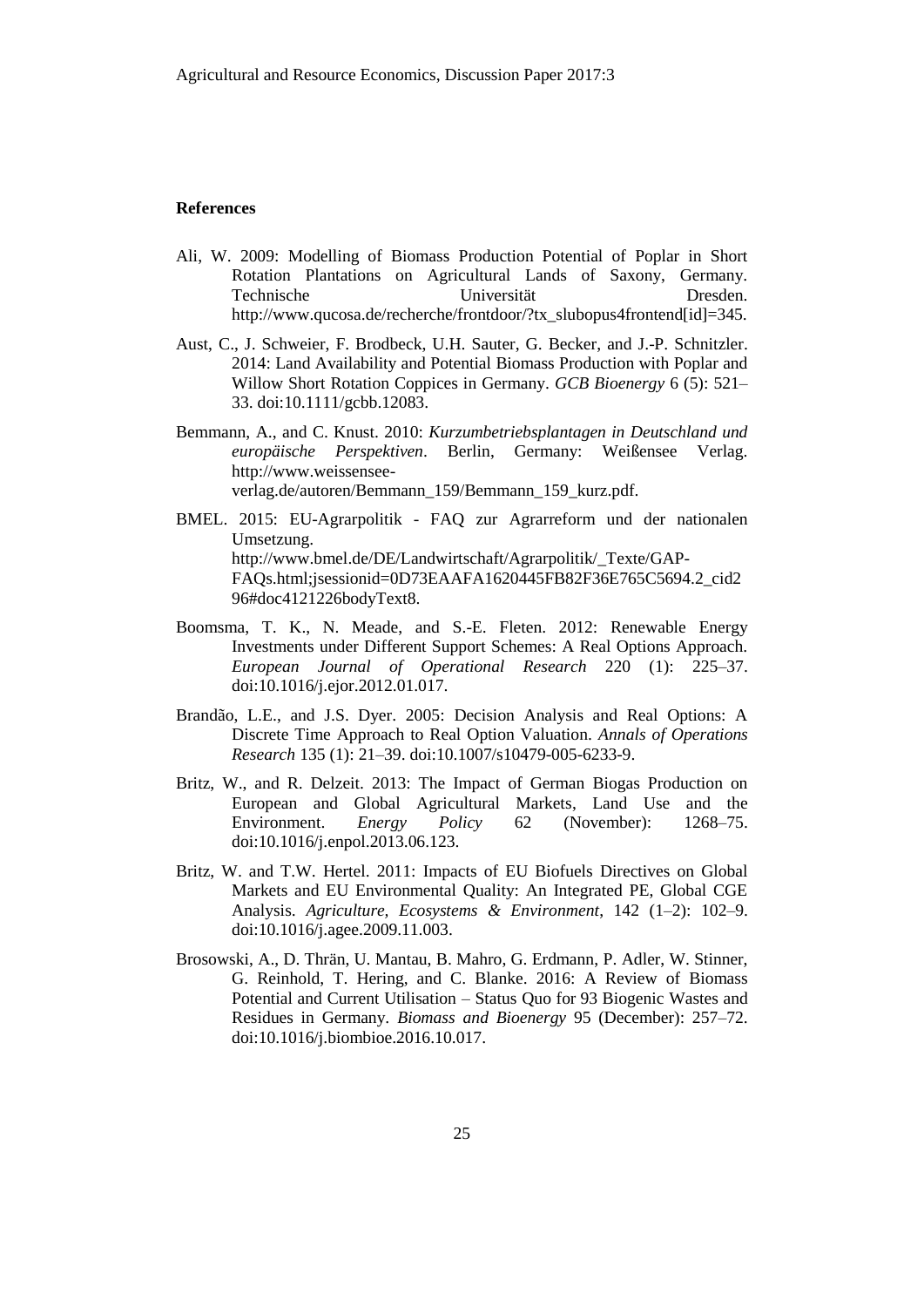**References**

Ali, W. 2009: Modelling of Biomass Production Potential of Poplar in Short Rotation Plantations on Agricultural Lands of Saxony, Germany. Technische Universität Dresden. http://www.qucosa.de/recherche/frontdoor/?tx_slubopus4frontend[id]=345.

Aust, C., J. Schweier, F. Brodbeck, U.H. Sauter, G. Becker, and J.-P. Schnitzler. 2014: Land Availability and Potential Biomass Production with Poplar and Willow Short Rotation Coppices in Germany. *GCB Bioenergy* 6 (5): 521–33. doi:10.1111/gcbb.12083.

Bemmann, A., and C. Knust. 2010: *Kurzumbetriebsplantagen in Deutschland und europäische Perspektiven*. Berlin, Germany: Weißensee Verlag. http://www.weissensee-verlag.de/autoren/Bemmann_159/Bemmann_159_kurz.pdf.

BMEL. 2015: EU-Agrarpolitik - FAQ zur Agrarreform und der nationalen Umsetzung. http://www.bmel.de/DE/Landwirtschaft/Agrarpolitik/_Texte/GAP-FAQs.html;jsessionid=0D73EAAFA1620445FB82F36E765C5694.2_cid296#doc4121226bodyText8.

Boomsma, T. K., N. Meade, and S.-E. Fleten. 2012: Renewable Energy Investments under Different Support Schemes: A Real Options Approach. *European Journal of Operational Research* 220 (1): 225–37. doi:10.1016/j.ejor.2012.01.017.

Brandão, L.E., and J.S. Dyer. 2005: Decision Analysis and Real Options: A Discrete Time Approach to Real Option Valuation. *Annals of Operations Research* 135 (1): 21–39. doi:10.1007/s10479-005-6233-9.

Britz, W., and R. Delzeit. 2013: The Impact of German Biogas Production on European and Global Agricultural Markets, Land Use and the Environment. *Energy Policy* 62 (November): 1268–75. doi:10.1016/j.enpol.2013.06.123.

Britz, W. and T.W. Hertel. 2011: Impacts of EU Biofuels Directives on Global Markets and EU Environmental Quality: An Integrated PE, Global CGE Analysis. *Agriculture, Ecosystems & Environment*, 142 (1–2): 102–9. doi:10.1016/j.agee.2009.11.003.

Brosowski, A., D. Thrän, U. Mantau, B. Mahro, G. Erdmann, P. Adler, W. Stinner, G. Reinhold, T. Hering, and C. Blanke. 2016: A Review of Biomass Potential and Current Utilisation – Status Quo for 93 Biogenic Wastes and Residues in Germany. *Biomass and Bioenergy* 95 (December): 257–72. doi:10.1016/j.biombioe.2016.10.017.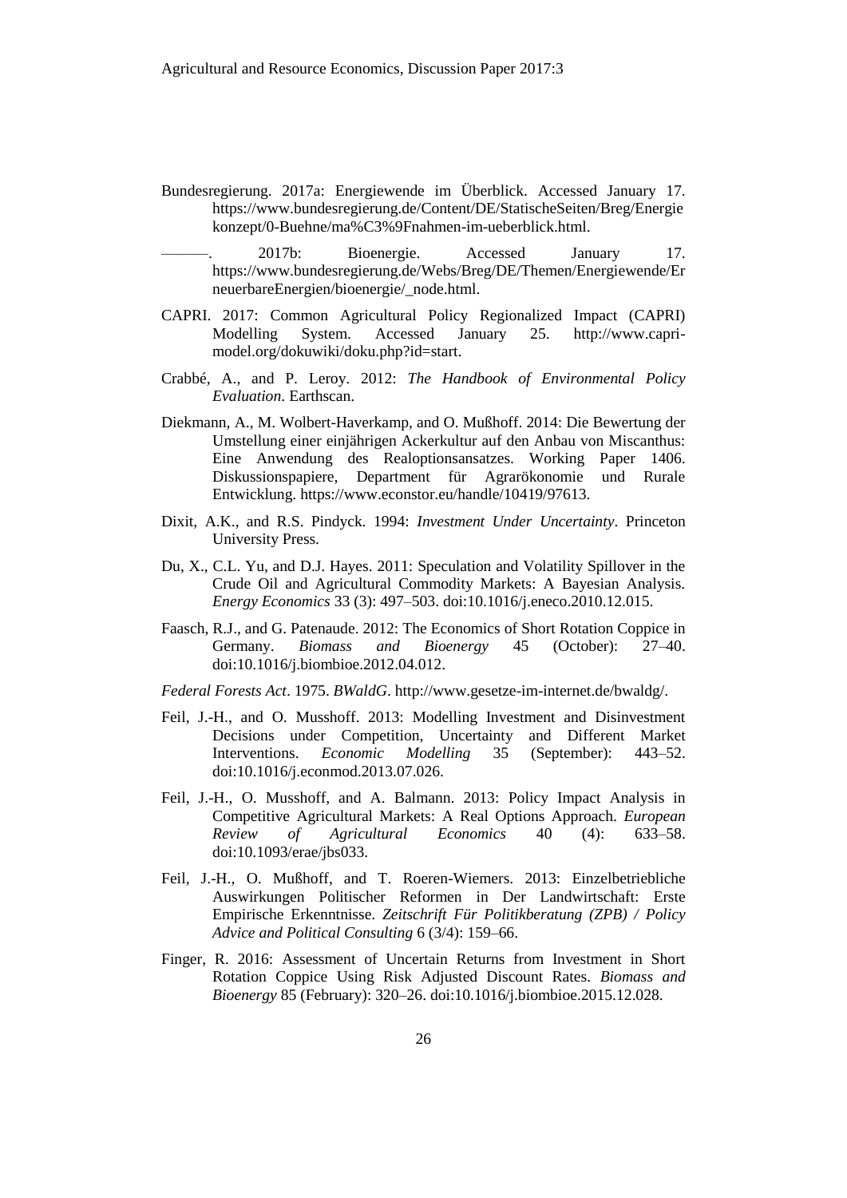Bundesregierung. 2017a: Energiewende im Überblick. Accessed January 17. https://www.bundesregierung.de/Content/DE/StatischeSeiten/Breg/Energiekonzept/0-Buehne/ma%C3%9Fnahmen-im-ueberblick.html.

———. 2017b: Bioenergie. Accessed January 17. https://www.bundesregierung.de/Webs/Breg/DE/Themen/Energiewende/ErneuerbareEnergien/bioenergie/_node.html.

CAPRI. 2017: Common Agricultural Policy Regionalized Impact (CAPRI) Modelling System. Accessed January 25. http://www.capri-model.org/dokuwiki/doku.php?id=start.

Crabbé, A., and P. Leroy. 2012: *The Handbook of Environmental Policy Evaluation*. Earthscan.

Diekmann, A., M. Wolbert-Haverkamp, and O. Mußhoff. 2014: Die Bewertung der Umstellung einer einjährigen Ackerkultur auf den Anbau von Miscanthus: Eine Anwendung des Realoptionsansatzes. Working Paper 1406. Diskussionspapiere, Department für Agrarökonomie und Rurale Entwicklung. https://www.econstor.eu/handle/10419/97613.

Dixit, A.K., and R.S. Pindyck. 1994: *Investment Under Uncertainty*. Princeton University Press.

Du, X., C.L. Yu, and D.J. Hayes. 2011: Speculation and Volatility Spillover in the Crude Oil and Agricultural Commodity Markets: A Bayesian Analysis. *Energy Economics* 33 (3): 497–503. doi:10.1016/j.eneco.2010.12.015.

Faasch, R.J., and G. Patenaude. 2012: The Economics of Short Rotation Coppice in Germany. *Biomass and Bioenergy* 45 (October): 27–40. doi:10.1016/j.biombioe.2012.04.012.

*Federal Forests Act*. 1975. *BWaldG*. http://www.gesetze-im-internet.de/bwaldg/.

Feil, J.-H., and O. Musshoff. 2013: Modelling Investment and Disinvestment Decisions under Competition, Uncertainty and Different Market Interventions. *Economic Modelling* 35 (September): 443–52. doi:10.1016/j.econmod.2013.07.026.

Feil, J.-H., O. Musshoff, and A. Balmann. 2013: Policy Impact Analysis in Competitive Agricultural Markets: A Real Options Approach. *European Review of Agricultural Economics* 40 (4): 633–58. doi:10.1093/erae/jbs033.

Feil, J.-H., O. Mußhoff, and T. Roeren-Wiemers. 2013: Einzelbetriebliche Auswirkungen Politischer Reformen in Der Landwirtschaft: Erste Empirische Erkenntnisse. *Zeitschrift Für Politikberatung (ZPB) / Policy Advice and Political Consulting* 6 (3/4): 159–66.

Finger, R. 2016: Assessment of Uncertain Returns from Investment in Short Rotation Coppice Using Risk Adjusted Discount Rates. *Biomass and Bioenergy* 85 (February): 320–26. doi:10.1016/j.biombioe.2015.12.028.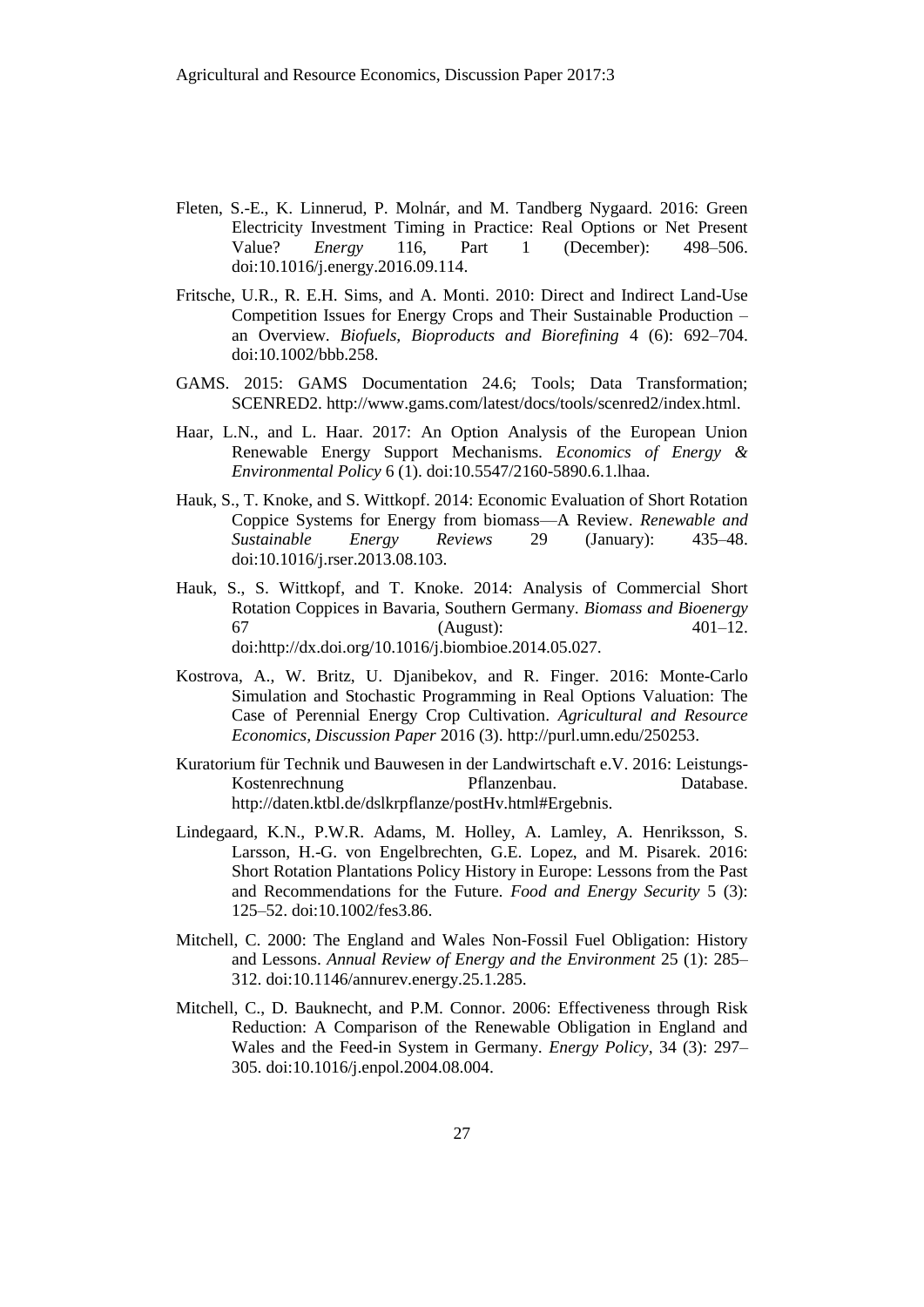Fleten, S.-E., K. Linnerud, P. Molnár, and M. Tandberg Nygaard. 2016: Green Electricity Investment Timing in Practice: Real Options or Net Present Value? *Energy* 116, Part 1 (December): 498–506. doi:10.1016/j.energy.2016.09.114.

Fritsche, U.R., R. E.H. Sims, and A. Monti. 2010: Direct and Indirect Land-Use Competition Issues for Energy Crops and Their Sustainable Production – an Overview. *Biofuels, Bioproducts and Biorefining* 4 (6): 692–704. doi:10.1002/bbb.258.

GAMS. 2015: GAMS Documentation 24.6; Tools; Data Transformation; SCENRED2. http://www.gams.com/latest/docs/tools/scenred2/index.html.

Haar, L.N., and L. Haar. 2017: An Option Analysis of the European Union Renewable Energy Support Mechanisms. *Economics of Energy & Environmental Policy* 6 (1). doi:10.5547/2160-5890.6.1.lhaa.

Hauk, S., T. Knoke, and S. Wittkopf. 2014: Economic Evaluation of Short Rotation Coppice Systems for Energy from biomass—A Review. *Renewable and Sustainable Energy Reviews* 29 (January): 435–48. doi:10.1016/j.rser.2013.08.103.

Hauk, S., S. Wittkopf, and T. Knoke. 2014: Analysis of Commercial Short Rotation Coppices in Bavaria, Southern Germany. *Biomass and Bioenergy* 67 (August): 401–12. doi:http://dx.doi.org/10.1016/j.biombioe.2014.05.027.

Kostrova, A., W. Britz, U. Djanibekov, and R. Finger. 2016: Monte-Carlo Simulation and Stochastic Programming in Real Options Valuation: The Case of Perennial Energy Crop Cultivation. *Agricultural and Resource Economics, Discussion Paper* 2016 (3). http://purl.umn.edu/250253.

Kuratorium für Technik und Bauwesen in der Landwirtschaft e.V. 2016: Leistungs-Kostenrechnung Pflanzenbau. Database. http://daten.ktbl.de/dslkrpflanze/postHv.html#Ergebnis.

Lindegaard, K.N., P.W.R. Adams, M. Holley, A. Lamley, A. Henriksson, S. Larsson, H.-G. von Engelbrechten, G.E. Lopez, and M. Pisarek. 2016: Short Rotation Plantations Policy History in Europe: Lessons from the Past and Recommendations for the Future. *Food and Energy Security* 5 (3): 125–52. doi:10.1002/fes3.86.

Mitchell, C. 2000: The England and Wales Non-Fossil Fuel Obligation: History and Lessons. *Annual Review of Energy and the Environment* 25 (1): 285–312. doi:10.1146/annurev.energy.25.1.285.

Mitchell, C., D. Bauknecht, and P.M. Connor. 2006: Effectiveness through Risk Reduction: A Comparison of the Renewable Obligation in England and Wales and the Feed-in System in Germany. *Energy Policy*, 34 (3): 297–305. doi:10.1016/j.enpol.2004.08.004.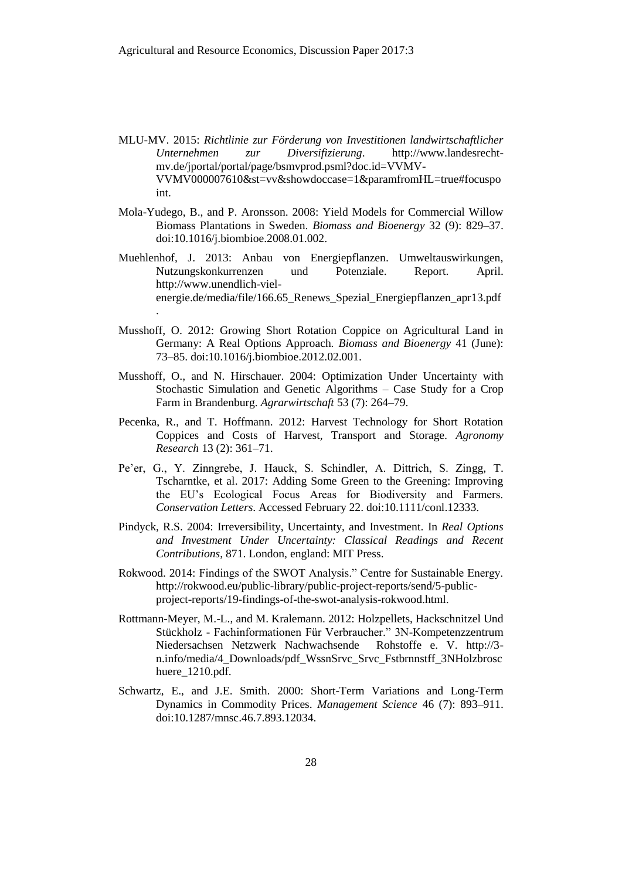MLU-MV. 2015: *Richtlinie zur Förderung von Investitionen landwirtschaftlicher Unternehmen zur Diversifizierung*. http://www.landesrecht-mv.de/jportal/portal/page/bsmvprod.psml?doc.id=VVMV-VVMV000007610&st=vv&showdoccase=1&paramfromHL=true#focuspoint.

Mola-Yudego, B., and P. Aronsson. 2008: Yield Models for Commercial Willow Biomass Plantations in Sweden. *Biomass and Bioenergy* 32 (9): 829–37. doi:10.1016/j.biombioe.2008.01.002.

Muehlenhof, J. 2013: Anbau von Energiepflanzen. Umweltauswirkungen, Nutzungskonkurrenzen und Potenziale. Report. April. http://www.unendlich-viel-energie.de/media/file/166.65_Renews_Spezial_Energiepflanzen_apr13.pdf.

Musshoff, O. 2012: Growing Short Rotation Coppice on Agricultural Land in Germany: A Real Options Approach. *Biomass and Bioenergy* 41 (June): 73–85. doi:10.1016/j.biombioe.2012.02.001.

Musshoff, O., and N. Hirschauer. 2004: Optimization Under Uncertainty with Stochastic Simulation and Genetic Algorithms – Case Study for a Crop Farm in Brandenburg. *Agrarwirtschaft* 53 (7): 264–79.

Pecenka, R., and T. Hoffmann. 2012: Harvest Technology for Short Rotation Coppices and Costs of Harvest, Transport and Storage. *Agronomy Research* 13 (2): 361–71.

Pe'er, G., Y. Zinngrebe, J. Hauck, S. Schindler, A. Dittrich, S. Zingg, T. Tscharntke, et al. 2017: Adding Some Green to the Greening: Improving the EU's Ecological Focus Areas for Biodiversity and Farmers. *Conservation Letters*. Accessed February 22. doi:10.1111/conl.12333.

Pindyck, R.S. 2004: Irreversibility, Uncertainty, and Investment. In *Real Options and Investment Under Uncertainty: Classical Readings and Recent Contributions*, 871. London, england: MIT Press.

Rokwood. 2014: Findings of the SWOT Analysis." Centre for Sustainable Energy. http://rokwood.eu/public-library/public-project-reports/send/5-public-project-reports/19-findings-of-the-swot-analysis-rokwood.html.

Rottmann-Meyer, M.-L., and M. Kralemann. 2012: Holzpellets, Hackschnitzel Und Stückholz - Fachinformationen Für Verbraucher." 3N-Kompetenzzentrum Niedersachsen Netzwerk Nachwachsende Rohstoffe e. V. http://3-n.info/media/4_Downloads/pdf_WssnSrvc_Srvc_Fstbrnnstff_3NHolzbroschuere_1210.pdf.

Schwartz, E., and J.E. Smith. 2000: Short-Term Variations and Long-Term Dynamics in Commodity Prices. *Management Science* 46 (7): 893–911. doi:10.1287/mnsc.46.7.893.12034.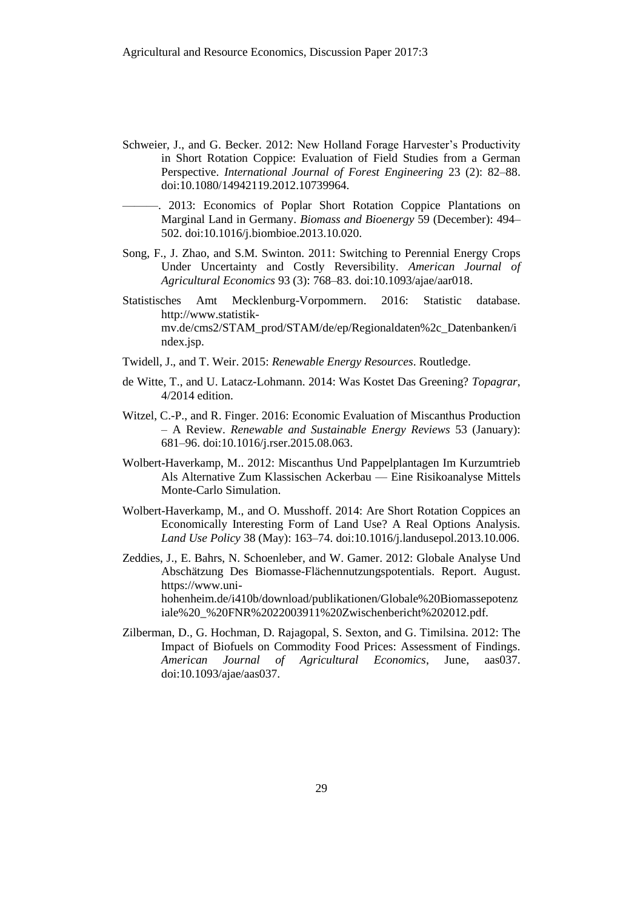Schweier, J., and G. Becker. 2012: New Holland Forage Harvester's Productivity in Short Rotation Coppice: Evaluation of Field Studies from a German Perspective. *International Journal of Forest Engineering* 23 (2): 82–88. doi:10.1080/14942119.2012.10739964.

———. 2013: Economics of Poplar Short Rotation Coppice Plantations on Marginal Land in Germany. *Biomass and Bioenergy* 59 (December): 494–502. doi:10.1016/j.biombioe.2013.10.020.

Song, F., J. Zhao, and S.M. Swinton. 2011: Switching to Perennial Energy Crops Under Uncertainty and Costly Reversibility. *American Journal of Agricultural Economics* 93 (3): 768–83. doi:10.1093/ajae/aar018.

Statistisches Amt Mecklenburg-Vorpommern. 2016: Statistic database. http://www.statistik-mv.de/cms2/STAM_prod/STAM/de/ep/Regionaldaten%2c_Datenbanken/index.jsp.

Twidell, J., and T. Weir. 2015: *Renewable Energy Resources*. Routledge.

de Witte, T., and U. Latacz-Lohmann. 2014: Was Kostet Das Greening? *Topagrar*, 4/2014 edition.

Witzel, C.-P., and R. Finger. 2016: Economic Evaluation of Miscanthus Production – A Review. *Renewable and Sustainable Energy Reviews* 53 (January): 681–96. doi:10.1016/j.rser.2015.08.063.

Wolbert-Haverkamp, M.. 2012: Miscanthus Und Pappelplantagen Im Kurzumtrieb Als Alternative Zum Klassischen Ackerbau — Eine Risikoanalyse Mittels Monte-Carlo Simulation.

Wolbert-Haverkamp, M., and O. Musshoff. 2014: Are Short Rotation Coppices an Economically Interesting Form of Land Use? A Real Options Analysis. *Land Use Policy* 38 (May): 163–74. doi:10.1016/j.landusepol.2013.10.006.

Zeddies, J., E. Bahrs, N. Schoenleber, and W. Gamer. 2012: Globale Analyse Und Abschätzung Des Biomasse-Flächennutzungspotentials. Report. August. https://www.uni-hohenheim.de/i410b/download/publikationen/Globale%20Biomassepotenziale%20_%20FNR%2022003911%20Zwischenbericht%202012.pdf.

Zilberman, D., G. Hochman, D. Rajagopal, S. Sexton, and G. Timilsina. 2012: The Impact of Biofuels on Commodity Food Prices: Assessment of Findings. *American Journal of Agricultural Economics*, June, aas037. doi:10.1093/ajae/aas037.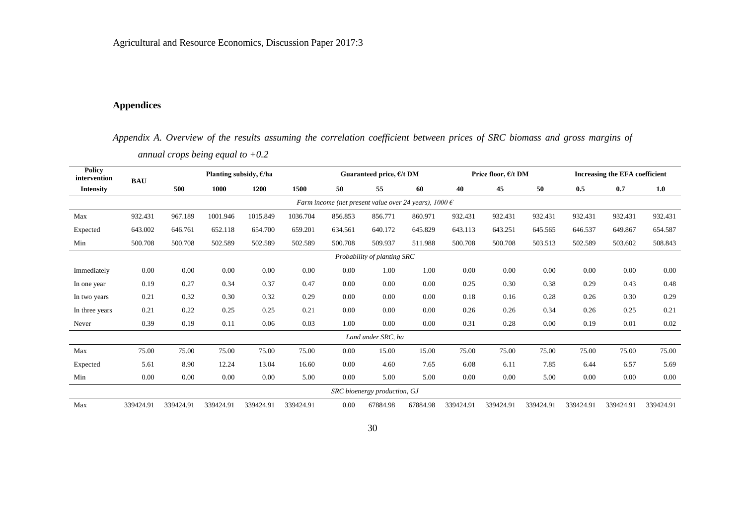## Appendices

*Appendix A. Overview of the results assuming the correlation coefficient between prices of SRC biomass and gross margins of annual crops being equal to +0.2*

| Policy intervention | BAU | Planting subsidy, €/ha | | | | Guaranteed price, €/t DM | | | Price floor, €/t DM | | | Increasing the EFA coefficient | | |
|---|---|---|---|---|---|---|---|---|---|---|---|---|---|---|
| Intensity | | 500 | 1000 | 1200 | 1500 | 50 | 55 | 60 | 40 | 45 | 50 | 0.5 | 0.7 | 1.0 |
| *Farm income (net present value over 24 years), 1000 €* | | | | | | | | | | | | | | |
| Max | 932.431 | 967.189 | 1001.946 | 1015.849 | 1036.704 | 856.853 | 856.771 | 860.971 | 932.431 | 932.431 | 932.431 | 932.431 | 932.431 | 932.431 |
| Expected | 643.002 | 646.761 | 652.118 | 654.700 | 659.201 | 634.561 | 640.172 | 645.829 | 643.113 | 643.251 | 645.565 | 646.537 | 649.867 | 654.587 |
| Min | 500.708 | 500.708 | 502.589 | 502.589 | 502.589 | 500.708 | 509.937 | 511.988 | 500.708 | 500.708 | 503.513 | 502.589 | 503.602 | 508.843 |
| *Probability of planting SRC* | | | | | | | | | | | | | | |
| Immediately | 0.00 | 0.00 | 0.00 | 0.00 | 0.00 | 0.00 | 1.00 | 1.00 | 0.00 | 0.00 | 0.00 | 0.00 | 0.00 | 0.00 |
| In one year | 0.19 | 0.27 | 0.34 | 0.37 | 0.47 | 0.00 | 0.00 | 0.00 | 0.25 | 0.30 | 0.38 | 0.29 | 0.43 | 0.48 |
| In two years | 0.21 | 0.32 | 0.30 | 0.32 | 0.29 | 0.00 | 0.00 | 0.00 | 0.18 | 0.16 | 0.28 | 0.26 | 0.30 | 0.29 |
| In three years | 0.21 | 0.22 | 0.25 | 0.25 | 0.21 | 0.00 | 0.00 | 0.00 | 0.26 | 0.26 | 0.34 | 0.26 | 0.25 | 0.21 |
| Never | 0.39 | 0.19 | 0.11 | 0.06 | 0.03 | 1.00 | 0.00 | 0.00 | 0.31 | 0.28 | 0.00 | 0.19 | 0.01 | 0.02 |
| *Land under SRC, ha* | | | | | | | | | | | | | | |
| Max | 75.00 | 75.00 | 75.00 | 75.00 | 75.00 | 0.00 | 15.00 | 15.00 | 75.00 | 75.00 | 75.00 | 75.00 | 75.00 | 75.00 |
| Expected | 5.61 | 8.90 | 12.24 | 13.04 | 16.60 | 0.00 | 4.60 | 7.65 | 6.08 | 6.11 | 7.85 | 6.44 | 6.57 | 5.69 |
| Min | 0.00 | 0.00 | 0.00 | 0.00 | 5.00 | 0.00 | 5.00 | 5.00 | 0.00 | 0.00 | 5.00 | 0.00 | 0.00 | 0.00 |
| *SRC bioenergy production, GJ* | | | | | | | | | | | | | | |
| Max | 339424.91 | 339424.91 | 339424.91 | 339424.91 | 339424.91 | 0.00 | 67884.98 | 67884.98 | 339424.91 | 339424.91 | 339424.91 | 339424.91 | 339424.91 | 339424.91 |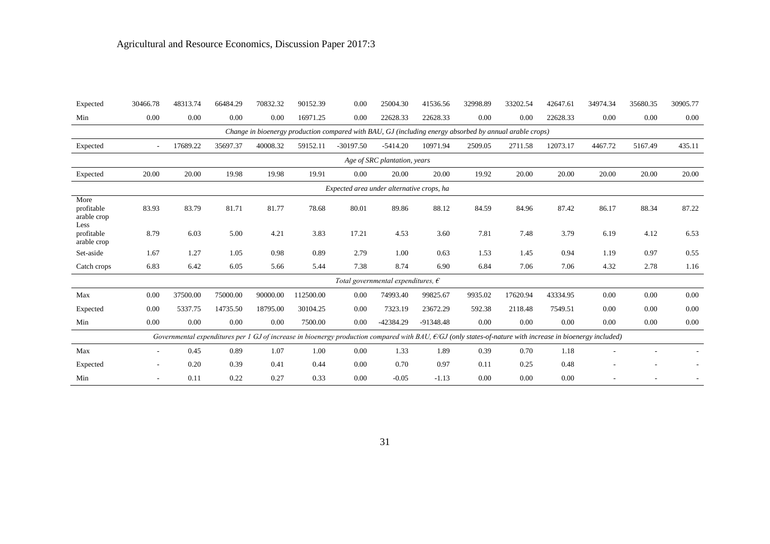| | | | | | | | | | | | | | | |
|---|---|---|---|---|---|---|---|---|---|---|---|---|---|---|
| Expected | 30466.78 | 48313.74 | 66484.29 | 70832.32 | 90152.39 | 0.00 | 25004.30 | 41536.56 | 32998.89 | 33202.54 | 42647.61 | 34974.34 | 35680.35 | 30905.77 |
| Min | 0.00 | 0.00 | 0.00 | 0.00 | 16971.25 | 0.00 | 22628.33 | 22628.33 | 0.00 | 0.00 | 22628.33 | 0.00 | 0.00 | 0.00 |
| *Change in bioenergy production compared with BAU, GJ (including energy absorbed by annual arable crops)* | | | | | | | | | | | | | | |
| Expected | - | 17689.22 | 35697.37 | 40008.32 | 59152.11 | -30197.50 | -5414.20 | 10971.94 | 2509.05 | 2711.58 | 12073.17 | 4467.72 | 5167.49 | 435.11 |
| *Age of SRC plantation, years* | | | | | | | | | | | | | | |
| Expected | 20.00 | 20.00 | 19.98 | 19.98 | 19.91 | 0.00 | 20.00 | 20.00 | 19.92 | 20.00 | 20.00 | 20.00 | 20.00 | 20.00 |
| *Expected area under alternative crops, ha* | | | | | | | | | | | | | | |
| More profitable arable crop | 83.93 | 83.79 | 81.71 | 81.77 | 78.68 | 80.01 | 89.86 | 88.12 | 84.59 | 84.96 | 87.42 | 86.17 | 88.34 | 87.22 |
| Less profitable arable crop | 8.79 | 6.03 | 5.00 | 4.21 | 3.83 | 17.21 | 4.53 | 3.60 | 7.81 | 7.48 | 3.79 | 6.19 | 4.12 | 6.53 |
| Set-aside | 1.67 | 1.27 | 1.05 | 0.98 | 0.89 | 2.79 | 1.00 | 0.63 | 1.53 | 1.45 | 0.94 | 1.19 | 0.97 | 0.55 |
| Catch crops | 6.83 | 6.42 | 6.05 | 5.66 | 5.44 | 7.38 | 8.74 | 6.90 | 6.84 | 7.06 | 7.06 | 4.32 | 2.78 | 1.16 |
| *Total governmental expenditures, €* | | | | | | | | | | | | | | |
| Max | 0.00 | 37500.00 | 75000.00 | 90000.00 | 112500.00 | 0.00 | 74993.40 | 99825.67 | 9935.02 | 17620.94 | 43334.95 | 0.00 | 0.00 | 0.00 |
| Expected | 0.00 | 5337.75 | 14735.50 | 18795.00 | 30104.25 | 0.00 | 7323.19 | 23672.29 | 592.38 | 2118.48 | 7549.51 | 0.00 | 0.00 | 0.00 |
| Min | 0.00 | 0.00 | 0.00 | 0.00 | 7500.00 | 0.00 | -42384.29 | -91348.48 | 0.00 | 0.00 | 0.00 | 0.00 | 0.00 | 0.00 |
| *Governmental expenditures per 1 GJ of increase in bioenergy production compared with BAU, €/GJ (only states-of-nature with increase in bioenergy included)* | | | | | | | | | | | | | | |
| Max | - | 0.45 | 0.89 | 1.07 | 1.00 | 0.00 | 1.33 | 1.89 | 0.39 | 0.70 | 1.18 | - | - | - |
| Expected | - | 0.20 | 0.39 | 0.41 | 0.44 | 0.00 | 0.70 | 0.97 | 0.11 | 0.25 | 0.48 | - | - | - |
| Min | - | 0.11 | 0.22 | 0.27 | 0.33 | 0.00 | -0.05 | -1.13 | 0.00 | 0.00 | 0.00 | - | - | - |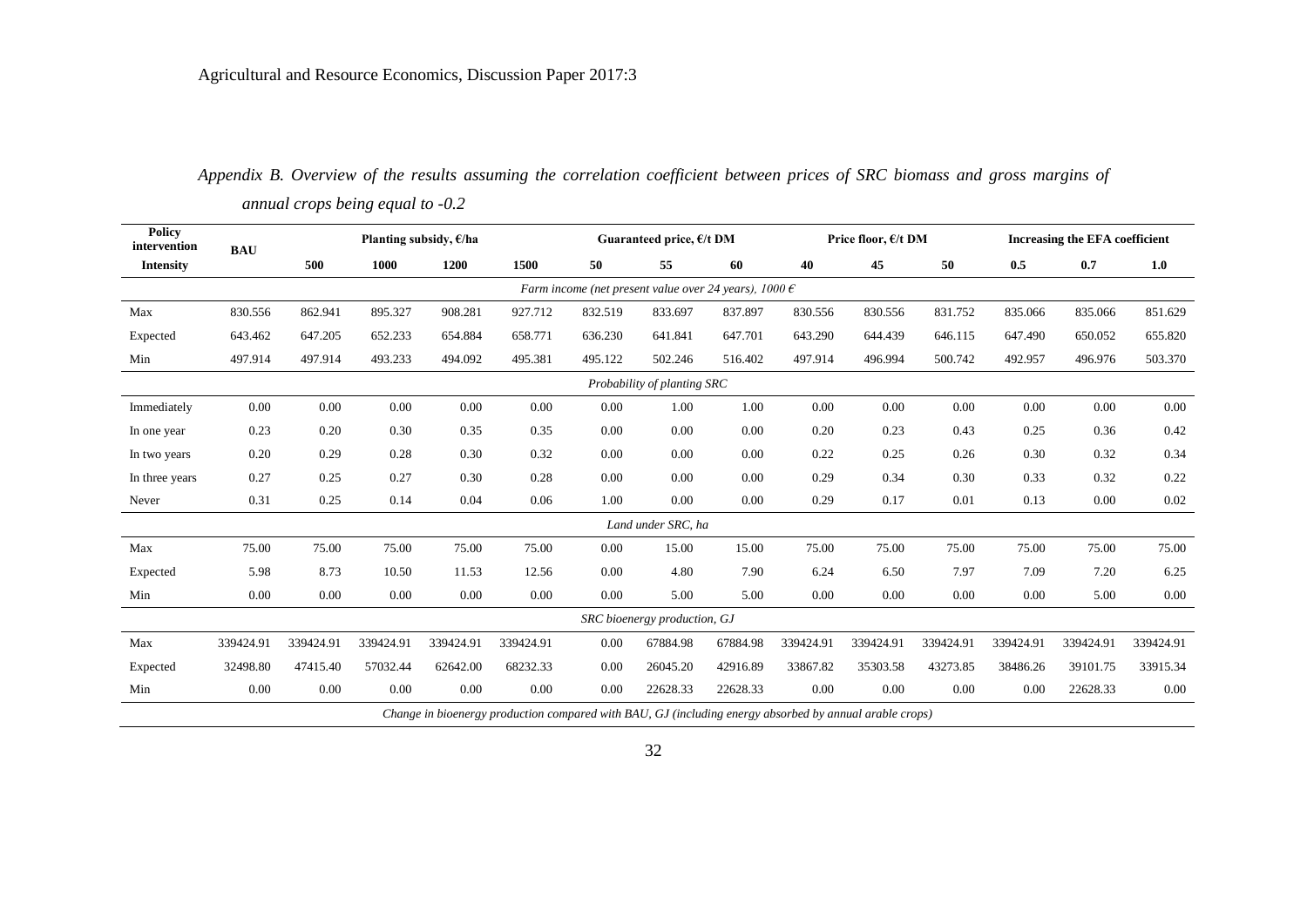*Appendix B. Overview of the results assuming the correlation coefficient between prices of SRC biomass and gross margins of annual crops being equal to -0.2*

| Policy intervention | BAU | Planting subsidy, €/ha | | | | Guaranteed price, €/t DM | | | Price floor, €/t DM | | | Increasing the EFA coefficient | | |
|---|---|---|---|---|---|---|---|---|---|---|---|---|---|---|
| **Intensity** | | **500** | **1000** | **1200** | **1500** | **50** | **55** | **60** | **40** | **45** | **50** | **0.5** | **0.7** | **1.0** |
| *Farm income (net present value over 24 years), 1000 €* | | | | | | | | | | | | | | |
| Max | 830.556 | 862.941 | 895.327 | 908.281 | 927.712 | 832.519 | 833.697 | 837.897 | 830.556 | 830.556 | 831.752 | 835.066 | 835.066 | 851.629 |
| Expected | 643.462 | 647.205 | 652.233 | 654.884 | 658.771 | 636.230 | 641.841 | 647.701 | 643.290 | 644.439 | 646.115 | 647.490 | 650.052 | 655.820 |
| Min | 497.914 | 497.914 | 493.233 | 494.092 | 495.381 | 495.122 | 502.246 | 516.402 | 497.914 | 496.994 | 500.742 | 492.957 | 496.976 | 503.370 |
| *Probability of planting SRC* | | | | | | | | | | | | | | |
| Immediately | 0.00 | 0.00 | 0.00 | 0.00 | 0.00 | 0.00 | 1.00 | 1.00 | 0.00 | 0.00 | 0.00 | 0.00 | 0.00 | 0.00 |
| In one year | 0.23 | 0.20 | 0.30 | 0.35 | 0.35 | 0.00 | 0.00 | 0.00 | 0.20 | 0.23 | 0.43 | 0.25 | 0.36 | 0.42 |
| In two years | 0.20 | 0.29 | 0.28 | 0.30 | 0.32 | 0.00 | 0.00 | 0.00 | 0.22 | 0.25 | 0.26 | 0.30 | 0.32 | 0.34 |
| In three years | 0.27 | 0.25 | 0.27 | 0.30 | 0.28 | 0.00 | 0.00 | 0.00 | 0.29 | 0.34 | 0.30 | 0.33 | 0.32 | 0.22 |
| Never | 0.31 | 0.25 | 0.14 | 0.04 | 0.06 | 1.00 | 0.00 | 0.00 | 0.29 | 0.17 | 0.01 | 0.13 | 0.00 | 0.02 |
| *Land under SRC, ha* | | | | | | | | | | | | | | |
| Max | 75.00 | 75.00 | 75.00 | 75.00 | 75.00 | 0.00 | 15.00 | 15.00 | 75.00 | 75.00 | 75.00 | 75.00 | 75.00 | 75.00 |
| Expected | 5.98 | 8.73 | 10.50 | 11.53 | 12.56 | 0.00 | 4.80 | 7.90 | 6.24 | 6.50 | 7.97 | 7.09 | 7.20 | 6.25 |
| Min | 0.00 | 0.00 | 0.00 | 0.00 | 0.00 | 0.00 | 5.00 | 5.00 | 0.00 | 0.00 | 0.00 | 0.00 | 5.00 | 0.00 |
| *SRC bioenergy production, GJ* | | | | | | | | | | | | | | |
| Max | 339424.91 | 339424.91 | 339424.91 | 339424.91 | 339424.91 | 0.00 | 67884.98 | 67884.98 | 339424.91 | 339424.91 | 339424.91 | 339424.91 | 339424.91 | 339424.91 |
| Expected | 32498.80 | 47415.40 | 57032.44 | 62642.00 | 68232.33 | 0.00 | 26045.20 | 42916.89 | 33867.82 | 35303.58 | 43273.85 | 38486.26 | 39101.75 | 33915.34 |
| Min | 0.00 | 0.00 | 0.00 | 0.00 | 0.00 | 0.00 | 22628.33 | 22628.33 | 0.00 | 0.00 | 0.00 | 0.00 | 22628.33 | 0.00 |
| *Change in bioenergy production compared with BAU, GJ (including energy absorbed by annual arable crops)* | | | | | | | | | | | | | | |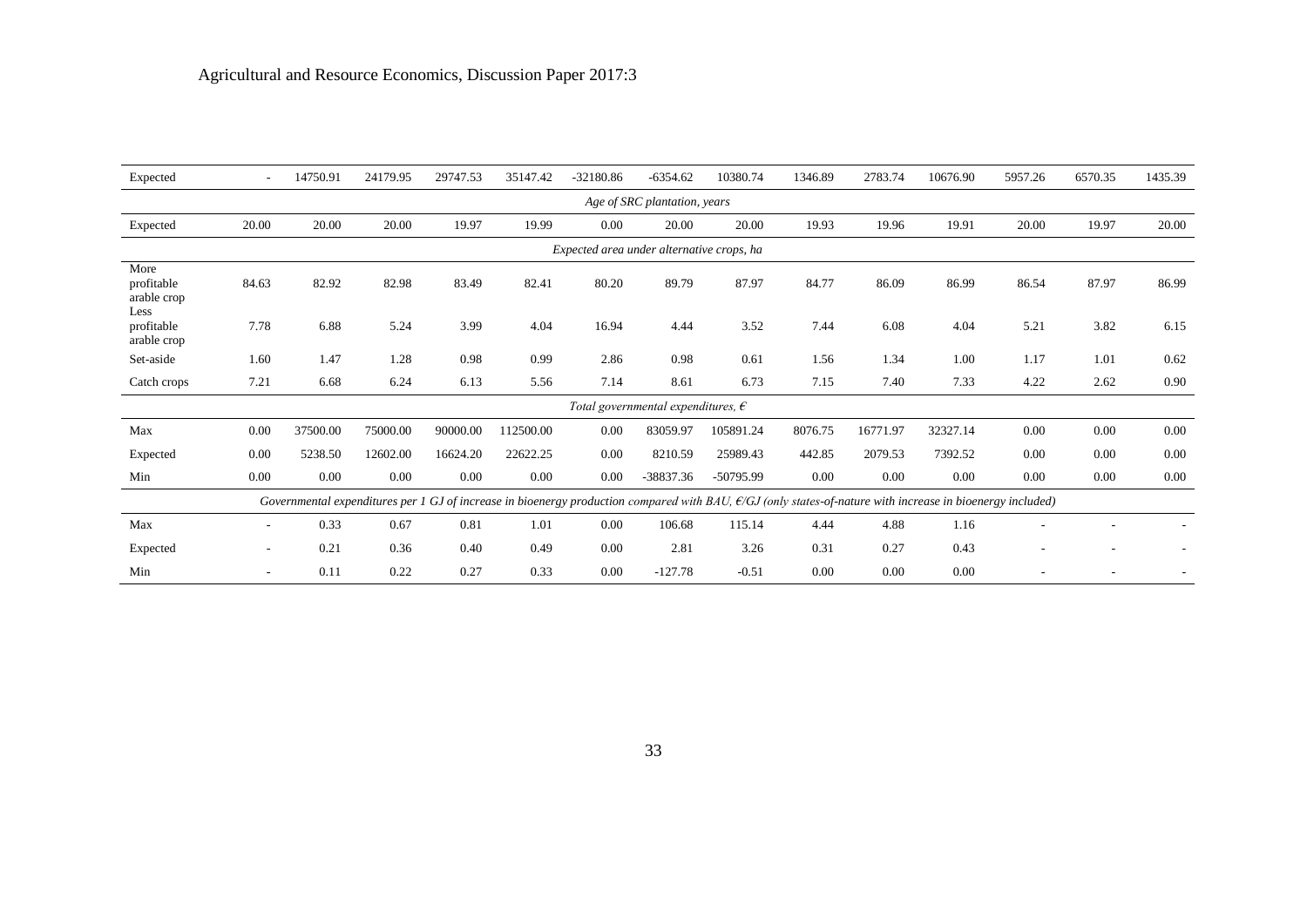| | | | | | | | | | | | | | | |
|---|---|---|---|---|---|---|---|---|---|---|---|---|---|---|
| Expected | - | 14750.91 | 24179.95 | 29747.53 | 35147.42 | -32180.86 | -6354.62 | 10380.74 | 1346.89 | 2783.74 | 10676.90 | 5957.26 | 6570.35 | 1435.39 |
| *Age of SRC plantation, years* | | | | | | | | | | | | | | |
| Expected | 20.00 | 20.00 | 20.00 | 19.97 | 19.99 | 0.00 | 20.00 | 20.00 | 19.93 | 19.96 | 19.91 | 20.00 | 19.97 | 20.00 |
| *Expected area under alternative crops, ha* | | | | | | | | | | | | | | |
| More profitable arable crop | 84.63 | 82.92 | 82.98 | 83.49 | 82.41 | 80.20 | 89.79 | 87.97 | 84.77 | 86.09 | 86.99 | 86.54 | 87.97 | 86.99 |
| Less profitable arable crop | 7.78 | 6.88 | 5.24 | 3.99 | 4.04 | 16.94 | 4.44 | 3.52 | 7.44 | 6.08 | 4.04 | 5.21 | 3.82 | 6.15 |
| Set-aside | 1.60 | 1.47 | 1.28 | 0.98 | 0.99 | 2.86 | 0.98 | 0.61 | 1.56 | 1.34 | 1.00 | 1.17 | 1.01 | 0.62 |
| Catch crops | 7.21 | 6.68 | 6.24 | 6.13 | 5.56 | 7.14 | 8.61 | 6.73 | 7.15 | 7.40 | 7.33 | 4.22 | 2.62 | 0.90 |
| *Total governmental expenditures, €* | | | | | | | | | | | | | | |
| Max | 0.00 | 37500.00 | 75000.00 | 90000.00 | 112500.00 | 0.00 | 83059.97 | 105891.24 | 8076.75 | 16771.97 | 32327.14 | 0.00 | 0.00 | 0.00 |
| Expected | 0.00 | 5238.50 | 12602.00 | 16624.20 | 22622.25 | 0.00 | 8210.59 | 25989.43 | 442.85 | 2079.53 | 7392.52 | 0.00 | 0.00 | 0.00 |
| Min | 0.00 | 0.00 | 0.00 | 0.00 | 0.00 | 0.00 | -38837.36 | -50795.99 | 0.00 | 0.00 | 0.00 | 0.00 | 0.00 | 0.00 |
| *Governmental expenditures per 1 GJ of increase in bioenergy production compared with BAU, €/GJ (only states-of-nature with increase in bioenergy included)* | | | | | | | | | | | | | | |
| Max | - | 0.33 | 0.67 | 0.81 | 1.01 | 0.00 | 106.68 | 115.14 | 4.44 | 4.88 | 1.16 | - | - | - |
| Expected | - | 0.21 | 0.36 | 0.40 | 0.49 | 0.00 | 2.81 | 3.26 | 0.31 | 0.27 | 0.43 | - | - | - |
| Min | - | 0.11 | 0.22 | 0.27 | 0.33 | 0.00 | -127.78 | -0.51 | 0.00 | 0.00 | 0.00 | - | - | - |